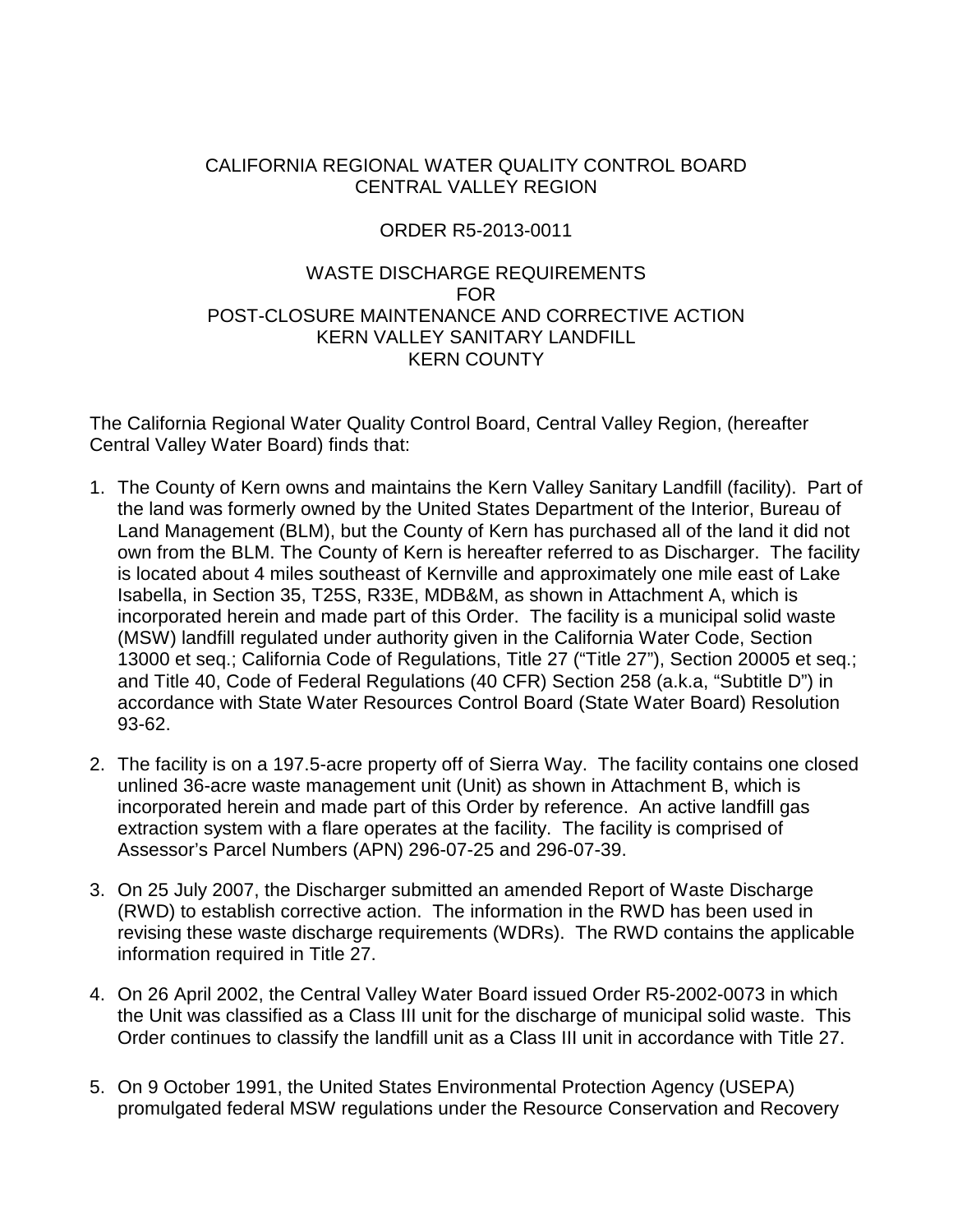# CALIFORNIA REGIONAL WATER QUALITY CONTROL BOARD
# CENTRAL VALLEY REGION

## ORDER R5-2013-0011

## WASTE DISCHARGE REQUIREMENTS FOR POST-CLOSURE MAINTENANCE AND CORRECTIVE ACTION KERN VALLEY SANITARY LANDFILL KERN COUNTY

The California Regional Water Quality Control Board, Central Valley Region, (hereafter Central Valley Water Board) finds that:

1. The County of Kern owns and maintains the Kern Valley Sanitary Landfill (facility). Part of the land was formerly owned by the United States Department of the Interior, Bureau of Land Management (BLM), but the County of Kern has purchased all of the land it did not own from the BLM. The County of Kern is hereafter referred to as Discharger. The facility is located about 4 miles southeast of Kernville and approximately one mile east of Lake Isabella, in Section 35, T25S, R33E, MDB&M, as shown in Attachment A, which is incorporated herein and made part of this Order. The facility is a municipal solid waste (MSW) landfill regulated under authority given in the California Water Code, Section 13000 et seq.; California Code of Regulations, Title 27 ("Title 27"), Section 20005 et seq.; and Title 40, Code of Federal Regulations (40 CFR) Section 258 (a.k.a, "Subtitle D") in accordance with State Water Resources Control Board (State Water Board) Resolution 93-62.

2. The facility is on a 197.5-acre property off of Sierra Way. The facility contains one closed unlined 36-acre waste management unit (Unit) as shown in Attachment B, which is incorporated herein and made part of this Order by reference. An active landfill gas extraction system with a flare operates at the facility. The facility is comprised of Assessor's Parcel Numbers (APN) 296-07-25 and 296-07-39.

3. On 25 July 2007, the Discharger submitted an amended Report of Waste Discharge (RWD) to establish corrective action. The information in the RWD has been used in revising these waste discharge requirements (WDRs). The RWD contains the applicable information required in Title 27.

4. On 26 April 2002, the Central Valley Water Board issued Order R5-2002-0073 in which the Unit was classified as a Class III unit for the discharge of municipal solid waste. This Order continues to classify the landfill unit as a Class III unit in accordance with Title 27.

5. On 9 October 1991, the United States Environmental Protection Agency (USEPA) promulgated federal MSW regulations under the Resource Conservation and Recovery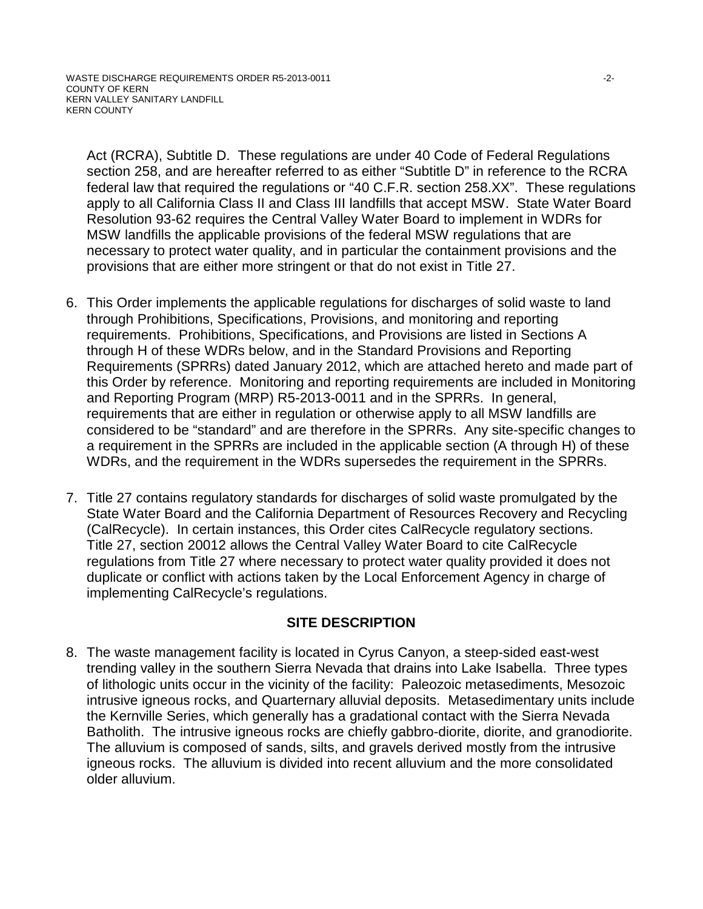Act (RCRA), Subtitle D. These regulations are under 40 Code of Federal Regulations section 258, and are hereafter referred to as either "Subtitle D" in reference to the RCRA federal law that required the regulations or "40 C.F.R. section 258.XX". These regulations apply to all California Class II and Class III landfills that accept MSW. State Water Board Resolution 93-62 requires the Central Valley Water Board to implement in WDRs for MSW landfills the applicable provisions of the federal MSW regulations that are necessary to protect water quality, and in particular the containment provisions and the provisions that are either more stringent or that do not exist in Title 27.

6. This Order implements the applicable regulations for discharges of solid waste to land through Prohibitions, Specifications, Provisions, and monitoring and reporting requirements. Prohibitions, Specifications, and Provisions are listed in Sections A through H of these WDRs below, and in the Standard Provisions and Reporting Requirements (SPRRs) dated January 2012, which are attached hereto and made part of this Order by reference. Monitoring and reporting requirements are included in Monitoring and Reporting Program (MRP) R5-2013-0011 and in the SPRRs. In general, requirements that are either in regulation or otherwise apply to all MSW landfills are considered to be "standard" and are therefore in the SPRRs. Any site-specific changes to a requirement in the SPRRs are included in the applicable section (A through H) of these WDRs, and the requirement in the WDRs supersedes the requirement in the SPRRs.

7. Title 27 contains regulatory standards for discharges of solid waste promulgated by the State Water Board and the California Department of Resources Recovery and Recycling (CalRecycle). In certain instances, this Order cites CalRecycle regulatory sections. Title 27, section 20012 allows the Central Valley Water Board to cite CalRecycle regulations from Title 27 where necessary to protect water quality provided it does not duplicate or conflict with actions taken by the Local Enforcement Agency in charge of implementing CalRecycle's regulations.

## SITE DESCRIPTION

8. The waste management facility is located in Cyrus Canyon, a steep-sided east-west trending valley in the southern Sierra Nevada that drains into Lake Isabella. Three types of lithologic units occur in the vicinity of the facility: Paleozoic metasediments, Mesozoic intrusive igneous rocks, and Quarternary alluvial deposits. Metasedimentary units include the Kernville Series, which generally has a gradational contact with the Sierra Nevada Batholith. The intrusive igneous rocks are chiefly gabbro-diorite, diorite, and granodiorite. The alluvium is composed of sands, silts, and gravels derived mostly from the intrusive igneous rocks. The alluvium is divided into recent alluvium and the more consolidated older alluvium.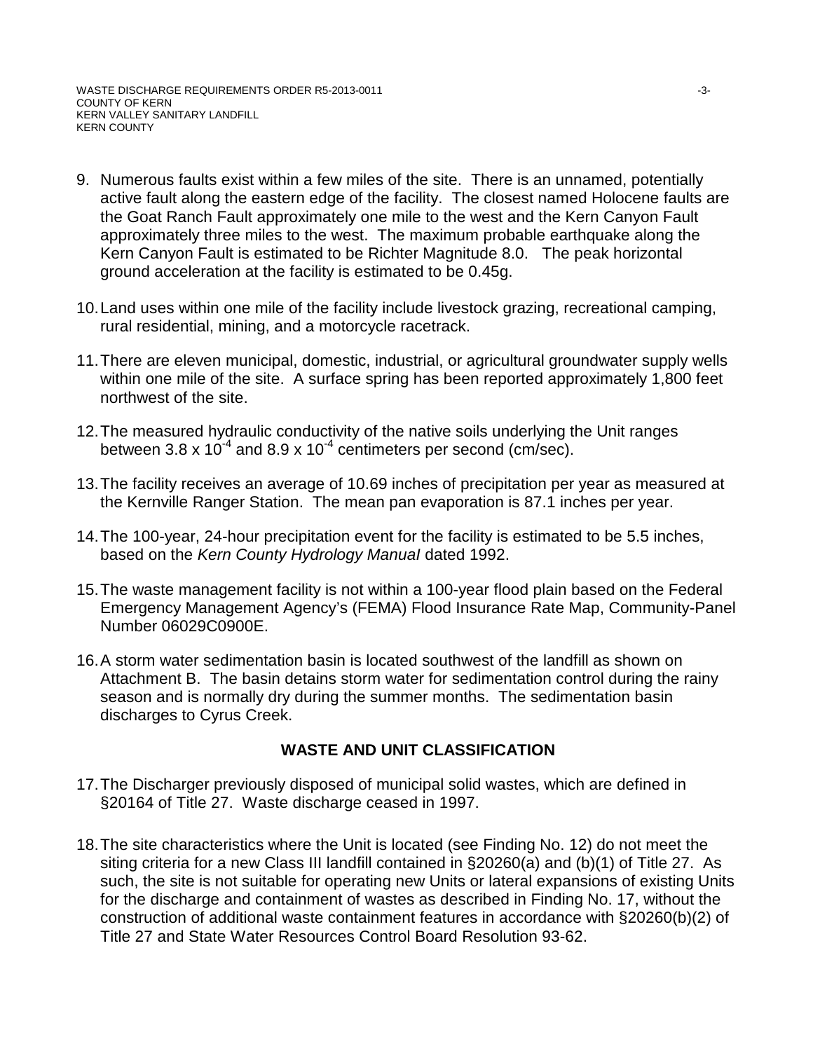9. Numerous faults exist within a few miles of the site. There is an unnamed, potentially active fault along the eastern edge of the facility. The closest named Holocene faults are the Goat Ranch Fault approximately one mile to the west and the Kern Canyon Fault approximately three miles to the west. The maximum probable earthquake along the Kern Canyon Fault is estimated to be Richter Magnitude 8.0. The peak horizontal ground acceleration at the facility is estimated to be 0.45g.

10. Land uses within one mile of the facility include livestock grazing, recreational camping, rural residential, mining, and a motorcycle racetrack.

11. There are eleven municipal, domestic, industrial, or agricultural groundwater supply wells within one mile of the site. A surface spring has been reported approximately 1,800 feet northwest of the site.

12. The measured hydraulic conductivity of the native soils underlying the Unit ranges between $3.8 \times 10^{-4}$ and $8.9 \times 10^{-4}$ centimeters per second (cm/sec).

13. The facility receives an average of 10.69 inches of precipitation per year as measured at the Kernville Ranger Station. The mean pan evaporation is 87.1 inches per year.

14. The 100-year, 24-hour precipitation event for the facility is estimated to be 5.5 inches, based on the *Kern County Hydrology Manual* dated 1992.

15. The waste management facility is not within a 100-year flood plain based on the Federal Emergency Management Agency's (FEMA) Flood Insurance Rate Map, Community-Panel Number 06029C0900E.

16. A storm water sedimentation basin is located southwest of the landfill as shown on Attachment B. The basin detains storm water for sedimentation control during the rainy season and is normally dry during the summer months. The sedimentation basin discharges to Cyrus Creek.

## WASTE AND UNIT CLASSIFICATION

17. The Discharger previously disposed of municipal solid wastes, which are defined in §20164 of Title 27. Waste discharge ceased in 1997.

18. The site characteristics where the Unit is located (see Finding No. 12) do not meet the siting criteria for a new Class III landfill contained in §20260(a) and (b)(1) of Title 27. As such, the site is not suitable for operating new Units or lateral expansions of existing Units for the discharge and containment of wastes as described in Finding No. 17, without the construction of additional waste containment features in accordance with §20260(b)(2) of Title 27 and State Water Resources Control Board Resolution 93-62.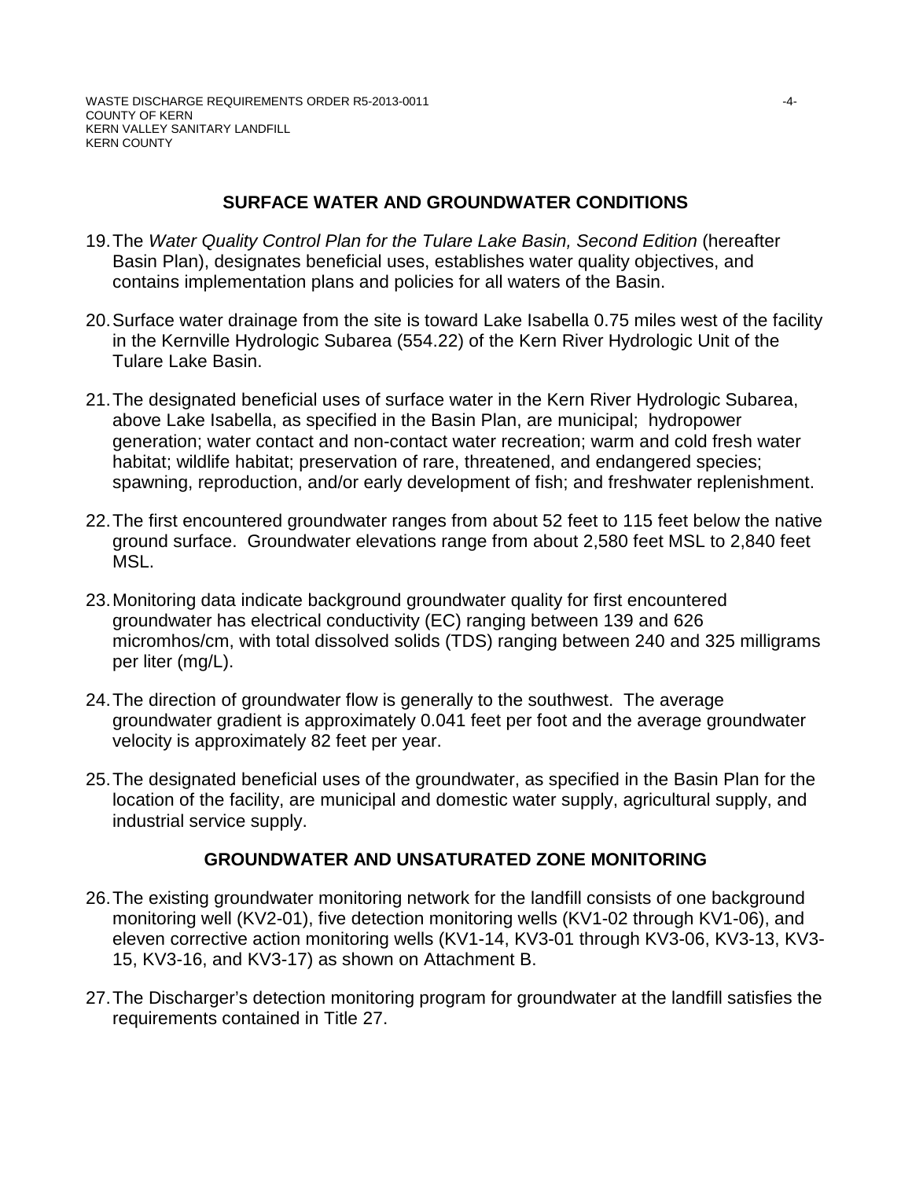## SURFACE WATER AND GROUNDWATER CONDITIONS

19. The *Water Quality Control Plan for the Tulare Lake Basin, Second Edition* (hereafter Basin Plan), designates beneficial uses, establishes water quality objectives, and contains implementation plans and policies for all waters of the Basin.

20. Surface water drainage from the site is toward Lake Isabella 0.75 miles west of the facility in the Kernville Hydrologic Subarea (554.22) of the Kern River Hydrologic Unit of the Tulare Lake Basin.

21. The designated beneficial uses of surface water in the Kern River Hydrologic Subarea, above Lake Isabella, as specified in the Basin Plan, are municipal; hydropower generation; water contact and non-contact water recreation; warm and cold fresh water habitat; wildlife habitat; preservation of rare, threatened, and endangered species; spawning, reproduction, and/or early development of fish; and freshwater replenishment.

22. The first encountered groundwater ranges from about 52 feet to 115 feet below the native ground surface. Groundwater elevations range from about 2,580 feet MSL to 2,840 feet MSL.

23. Monitoring data indicate background groundwater quality for first encountered groundwater has electrical conductivity (EC) ranging between 139 and 626 micromhos/cm, with total dissolved solids (TDS) ranging between 240 and 325 milligrams per liter (mg/L).

24. The direction of groundwater flow is generally to the southwest. The average groundwater gradient is approximately 0.041 feet per foot and the average groundwater velocity is approximately 82 feet per year.

25. The designated beneficial uses of the groundwater, as specified in the Basin Plan for the location of the facility, are municipal and domestic water supply, agricultural supply, and industrial service supply.

## GROUNDWATER AND UNSATURATED ZONE MONITORING

26. The existing groundwater monitoring network for the landfill consists of one background monitoring well (KV2-01), five detection monitoring wells (KV1-02 through KV1-06), and eleven corrective action monitoring wells (KV1-14, KV3-01 through KV3-06, KV3-13, KV3-15, KV3-16, and KV3-17) as shown on Attachment B.

27. The Discharger's detection monitoring program for groundwater at the landfill satisfies the requirements contained in Title 27.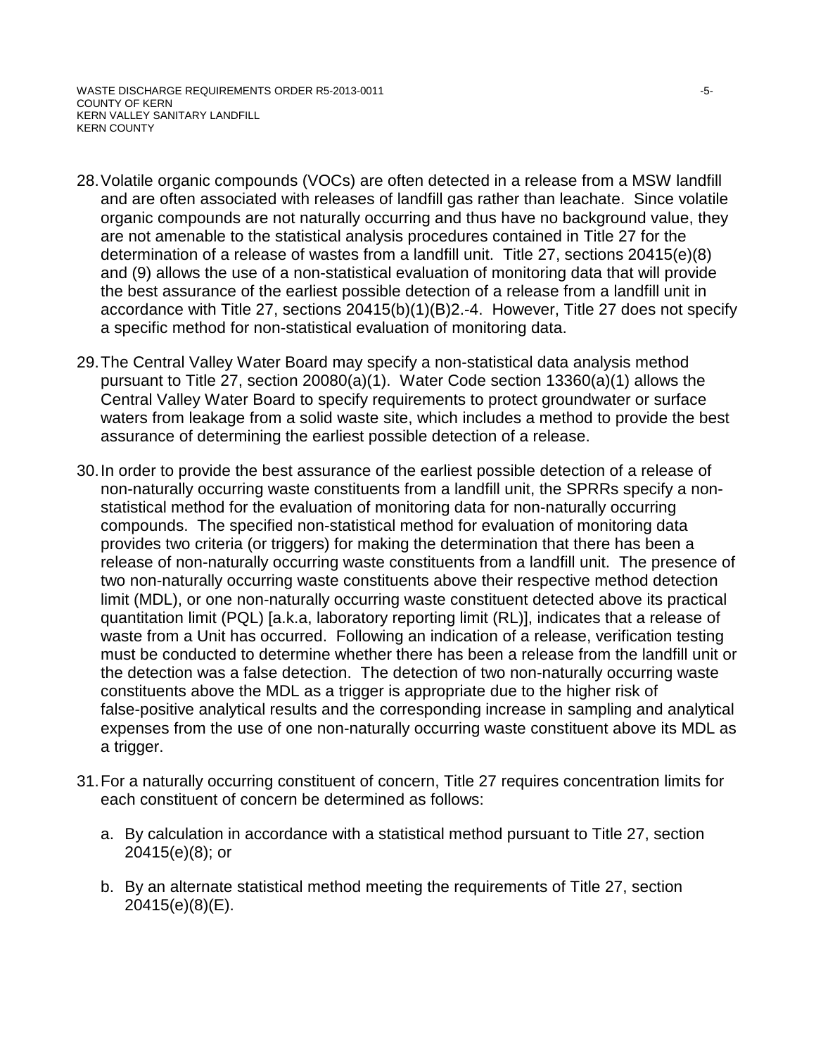28. Volatile organic compounds (VOCs) are often detected in a release from a MSW landfill and are often associated with releases of landfill gas rather than leachate. Since volatile organic compounds are not naturally occurring and thus have no background value, they are not amenable to the statistical analysis procedures contained in Title 27 for the determination of a release of wastes from a landfill unit. Title 27, sections 20415(e)(8) and (9) allows the use of a non-statistical evaluation of monitoring data that will provide the best assurance of the earliest possible detection of a release from a landfill unit in accordance with Title 27, sections 20415(b)(1)(B)2.-4. However, Title 27 does not specify a specific method for non-statistical evaluation of monitoring data.

29. The Central Valley Water Board may specify a non-statistical data analysis method pursuant to Title 27, section 20080(a)(1). Water Code section 13360(a)(1) allows the Central Valley Water Board to specify requirements to protect groundwater or surface waters from leakage from a solid waste site, which includes a method to provide the best assurance of determining the earliest possible detection of a release.

30. In order to provide the best assurance of the earliest possible detection of a release of non-naturally occurring waste constituents from a landfill unit, the SPRRs specify a non-statistical method for the evaluation of monitoring data for non-naturally occurring compounds. The specified non-statistical method for evaluation of monitoring data provides two criteria (or triggers) for making the determination that there has been a release of non-naturally occurring waste constituents from a landfill unit. The presence of two non-naturally occurring waste constituents above their respective method detection limit (MDL), or one non-naturally occurring waste constituent detected above its practical quantitation limit (PQL) [a.k.a, laboratory reporting limit (RL)], indicates that a release of waste from a Unit has occurred. Following an indication of a release, verification testing must be conducted to determine whether there has been a release from the landfill unit or the detection was a false detection. The detection of two non-naturally occurring waste constituents above the MDL as a trigger is appropriate due to the higher risk of false-positive analytical results and the corresponding increase in sampling and analytical expenses from the use of one non-naturally occurring waste constituent above its MDL as a trigger.

31. For a naturally occurring constituent of concern, Title 27 requires concentration limits for each constituent of concern be determined as follows:

    a. By calculation in accordance with a statistical method pursuant to Title 27, section 20415(e)(8); or

    b. By an alternate statistical method meeting the requirements of Title 27, section 20415(e)(8)(E).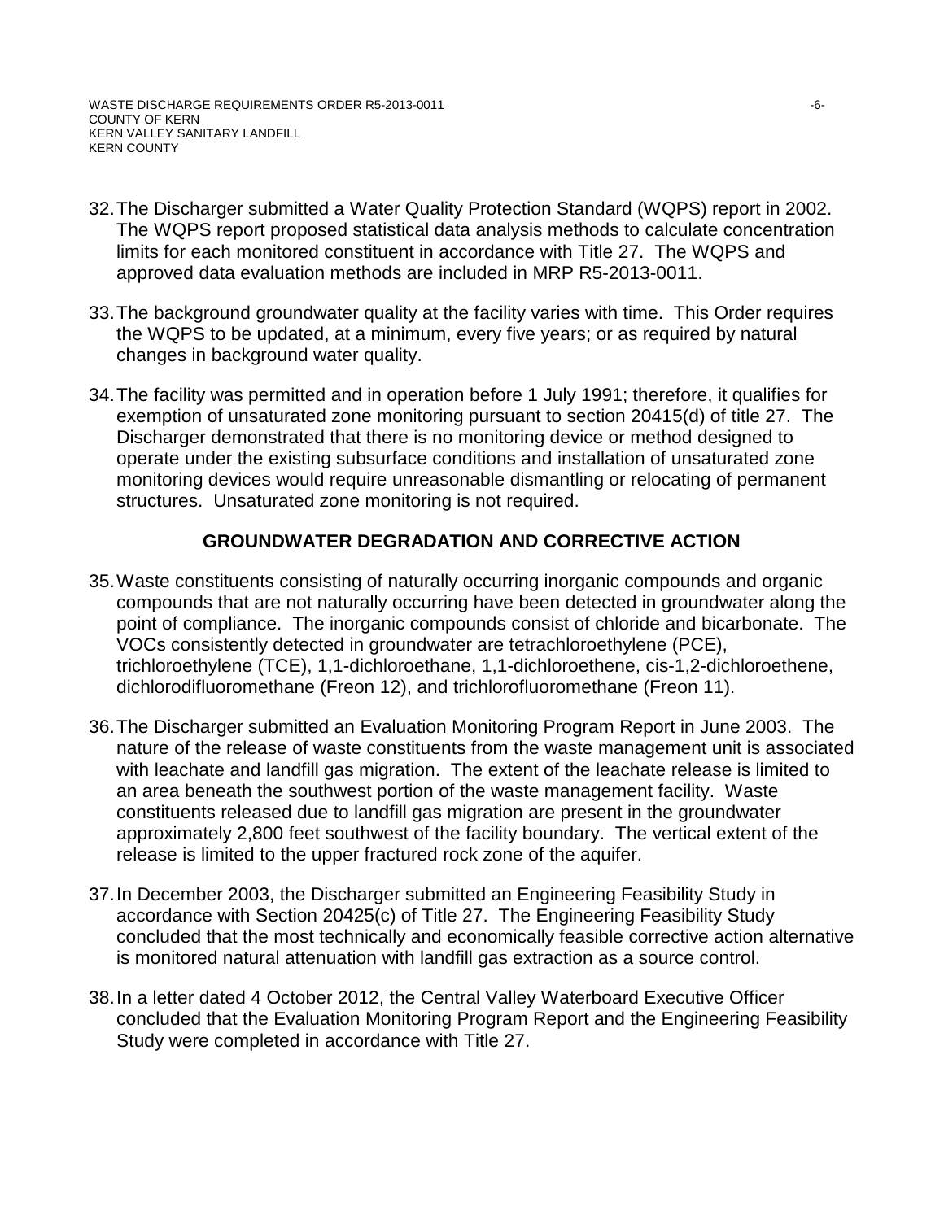32. The Discharger submitted a Water Quality Protection Standard (WQPS) report in 2002. The WQPS report proposed statistical data analysis methods to calculate concentration limits for each monitored constituent in accordance with Title 27. The WQPS and approved data evaluation methods are included in MRP R5-2013-0011.

33. The background groundwater quality at the facility varies with time. This Order requires the WQPS to be updated, at a minimum, every five years; or as required by natural changes in background water quality.

34. The facility was permitted and in operation before 1 July 1991; therefore, it qualifies for exemption of unsaturated zone monitoring pursuant to section 20415(d) of title 27. The Discharger demonstrated that there is no monitoring device or method designed to operate under the existing subsurface conditions and installation of unsaturated zone monitoring devices would require unreasonable dismantling or relocating of permanent structures. Unsaturated zone monitoring is not required.

## GROUNDWATER DEGRADATION AND CORRECTIVE ACTION

35. Waste constituents consisting of naturally occurring inorganic compounds and organic compounds that are not naturally occurring have been detected in groundwater along the point of compliance. The inorganic compounds consist of chloride and bicarbonate. The VOCs consistently detected in groundwater are tetrachloroethylene (PCE), trichloroethylene (TCE), 1,1-dichloroethane, 1,1-dichloroethene, cis-1,2-dichloroethene, dichlorodifluoromethane (Freon 12), and trichlorofluoromethane (Freon 11).

36. The Discharger submitted an Evaluation Monitoring Program Report in June 2003. The nature of the release of waste constituents from the waste management unit is associated with leachate and landfill gas migration. The extent of the leachate release is limited to an area beneath the southwest portion of the waste management facility. Waste constituents released due to landfill gas migration are present in the groundwater approximately 2,800 feet southwest of the facility boundary. The vertical extent of the release is limited to the upper fractured rock zone of the aquifer.

37. In December 2003, the Discharger submitted an Engineering Feasibility Study in accordance with Section 20425(c) of Title 27. The Engineering Feasibility Study concluded that the most technically and economically feasible corrective action alternative is monitored natural attenuation with landfill gas extraction as a source control.

38. In a letter dated 4 October 2012, the Central Valley Waterboard Executive Officer concluded that the Evaluation Monitoring Program Report and the Engineering Feasibility Study were completed in accordance with Title 27.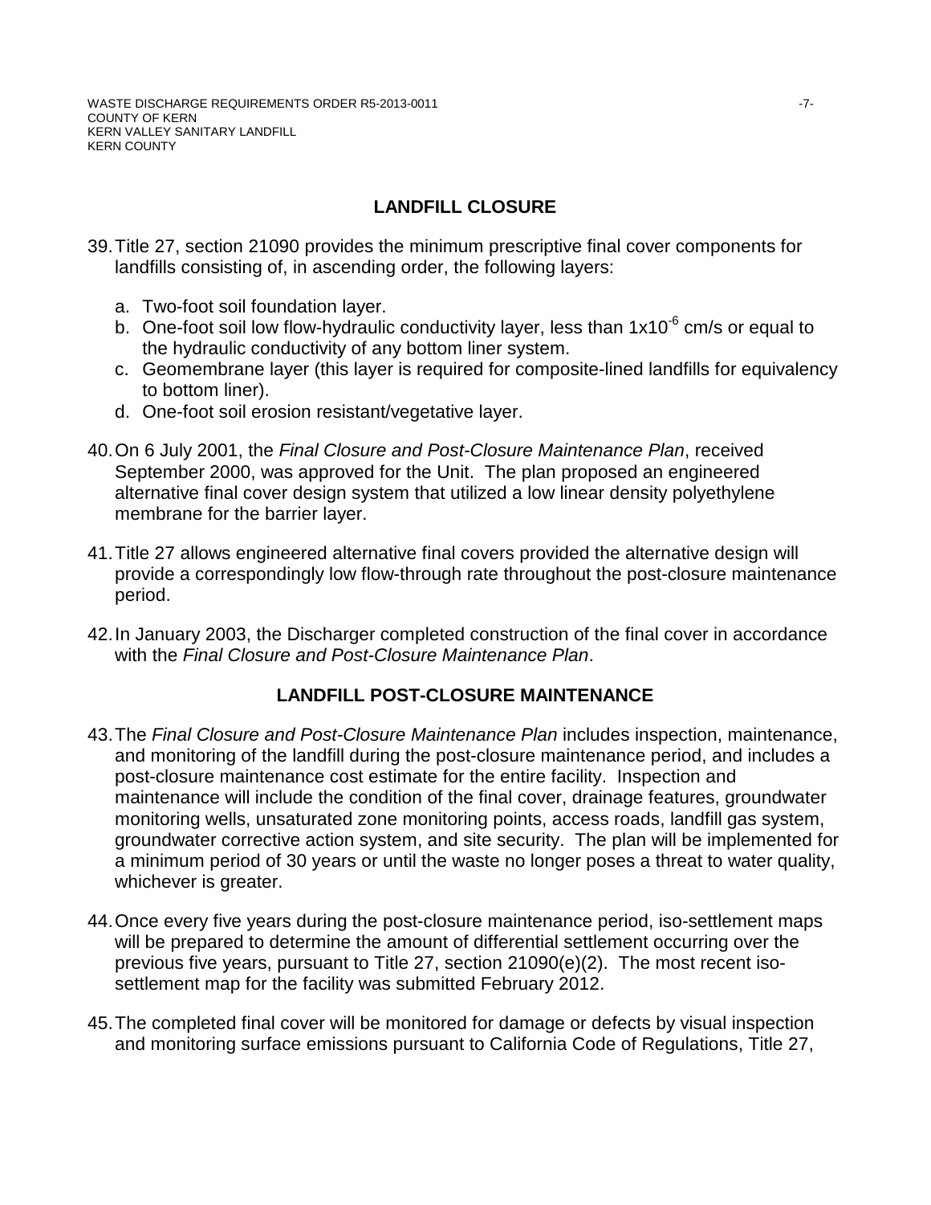## LANDFILL CLOSURE

39. Title 27, section 21090 provides the minimum prescriptive final cover components for landfills consisting of, in ascending order, the following layers:

    a. Two-foot soil foundation layer.
    b. One-foot soil low flow-hydraulic conductivity layer, less than $1x10^{-6}$ cm/s or equal to the hydraulic conductivity of any bottom liner system.
    c. Geomembrane layer (this layer is required for composite-lined landfills for equivalency to bottom liner).
    d. One-foot soil erosion resistant/vegetative layer.

40. On 6 July 2001, the *Final Closure and Post-Closure Maintenance Plan*, received September 2000, was approved for the Unit. The plan proposed an engineered alternative final cover design system that utilized a low linear density polyethylene membrane for the barrier layer.

41. Title 27 allows engineered alternative final covers provided the alternative design will provide a correspondingly low flow-through rate throughout the post-closure maintenance period.

42. In January 2003, the Discharger completed construction of the final cover in accordance with the *Final Closure and Post-Closure Maintenance Plan*.

## LANDFILL POST-CLOSURE MAINTENANCE

43. The *Final Closure and Post-Closure Maintenance Plan* includes inspection, maintenance, and monitoring of the landfill during the post-closure maintenance period, and includes a post-closure maintenance cost estimate for the entire facility. Inspection and maintenance will include the condition of the final cover, drainage features, groundwater monitoring wells, unsaturated zone monitoring points, access roads, landfill gas system, groundwater corrective action system, and site security. The plan will be implemented for a minimum period of 30 years or until the waste no longer poses a threat to water quality, whichever is greater.

44. Once every five years during the post-closure maintenance period, iso-settlement maps will be prepared to determine the amount of differential settlement occurring over the previous five years, pursuant to Title 27, section 21090(e)(2). The most recent iso-settlement map for the facility was submitted February 2012.

45. The completed final cover will be monitored for damage or defects by visual inspection and monitoring surface emissions pursuant to California Code of Regulations, Title 27,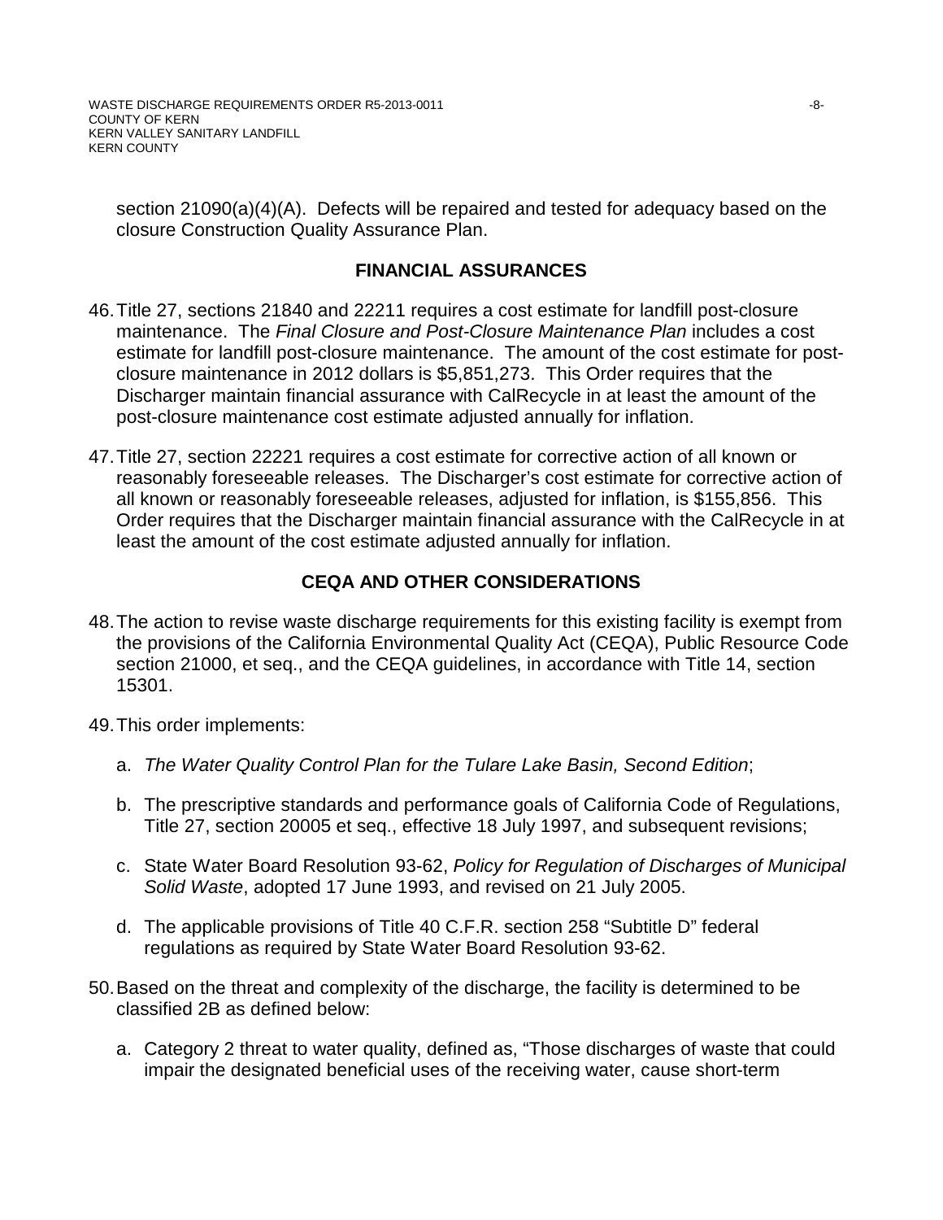section 21090(a)(4)(A). Defects will be repaired and tested for adequacy based on the closure Construction Quality Assurance Plan.

## FINANCIAL ASSURANCES

46. Title 27, sections 21840 and 22211 requires a cost estimate for landfill post-closure maintenance. The *Final Closure and Post-Closure Maintenance Plan* includes a cost estimate for landfill post-closure maintenance. The amount of the cost estimate for post-closure maintenance in 2012 dollars is $5,851,273. This Order requires that the Discharger maintain financial assurance with CalRecycle in at least the amount of the post-closure maintenance cost estimate adjusted annually for inflation.

47. Title 27, section 22221 requires a cost estimate for corrective action of all known or reasonably foreseeable releases. The Discharger's cost estimate for corrective action of all known or reasonably foreseeable releases, adjusted for inflation, is $155,856. This Order requires that the Discharger maintain financial assurance with the CalRecycle in at least the amount of the cost estimate adjusted annually for inflation.

## CEQA AND OTHER CONSIDERATIONS

48. The action to revise waste discharge requirements for this existing facility is exempt from the provisions of the California Environmental Quality Act (CEQA), Public Resource Code section 21000, et seq., and the CEQA guidelines, in accordance with Title 14, section 15301.

49. This order implements:

    a. *The Water Quality Control Plan for the Tulare Lake Basin, Second Edition*;

    b. The prescriptive standards and performance goals of California Code of Regulations, Title 27, section 20005 et seq., effective 18 July 1997, and subsequent revisions;

    c. State Water Board Resolution 93-62, *Policy for Regulation of Discharges of Municipal Solid Waste*, adopted 17 June 1993, and revised on 21 July 2005.

    d. The applicable provisions of Title 40 C.F.R. section 258 "Subtitle D" federal regulations as required by State Water Board Resolution 93-62.

50. Based on the threat and complexity of the discharge, the facility is determined to be classified 2B as defined below:

    a. Category 2 threat to water quality, defined as, "Those discharges of waste that could impair the designated beneficial uses of the receiving water, cause short-term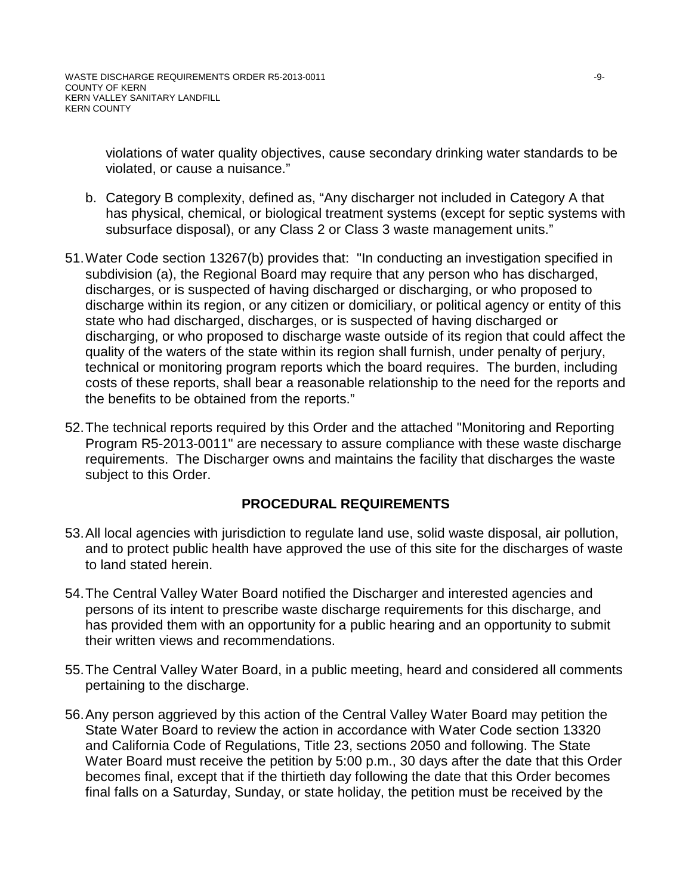violations of water quality objectives, cause secondary drinking water standards to be violated, or cause a nuisance."

b. Category B complexity, defined as, "Any discharger not included in Category A that has physical, chemical, or biological treatment systems (except for septic systems with subsurface disposal), or any Class 2 or Class 3 waste management units."

51. Water Code section 13267(b) provides that: "In conducting an investigation specified in subdivision (a), the Regional Board may require that any person who has discharged, discharges, or is suspected of having discharged or discharging, or who proposed to discharge within its region, or any citizen or domiciliary, or political agency or entity of this state who had discharged, discharges, or is suspected of having discharged or discharging, or who proposed to discharge waste outside of its region that could affect the quality of the waters of the state within its region shall furnish, under penalty of perjury, technical or monitoring program reports which the board requires. The burden, including costs of these reports, shall bear a reasonable relationship to the need for the reports and the benefits to be obtained from the reports."

52. The technical reports required by this Order and the attached "Monitoring and Reporting Program R5-2013-0011" are necessary to assure compliance with these waste discharge requirements. The Discharger owns and maintains the facility that discharges the waste subject to this Order.

## PROCEDURAL REQUIREMENTS

53. All local agencies with jurisdiction to regulate land use, solid waste disposal, air pollution, and to protect public health have approved the use of this site for the discharges of waste to land stated herein.

54. The Central Valley Water Board notified the Discharger and interested agencies and persons of its intent to prescribe waste discharge requirements for this discharge, and has provided them with an opportunity for a public hearing and an opportunity to submit their written views and recommendations.

55. The Central Valley Water Board, in a public meeting, heard and considered all comments pertaining to the discharge.

56. Any person aggrieved by this action of the Central Valley Water Board may petition the State Water Board to review the action in accordance with Water Code section 13320 and California Code of Regulations, Title 23, sections 2050 and following. The State Water Board must receive the petition by 5:00 p.m., 30 days after the date that this Order becomes final, except that if the thirtieth day following the date that this Order becomes final falls on a Saturday, Sunday, or state holiday, the petition must be received by the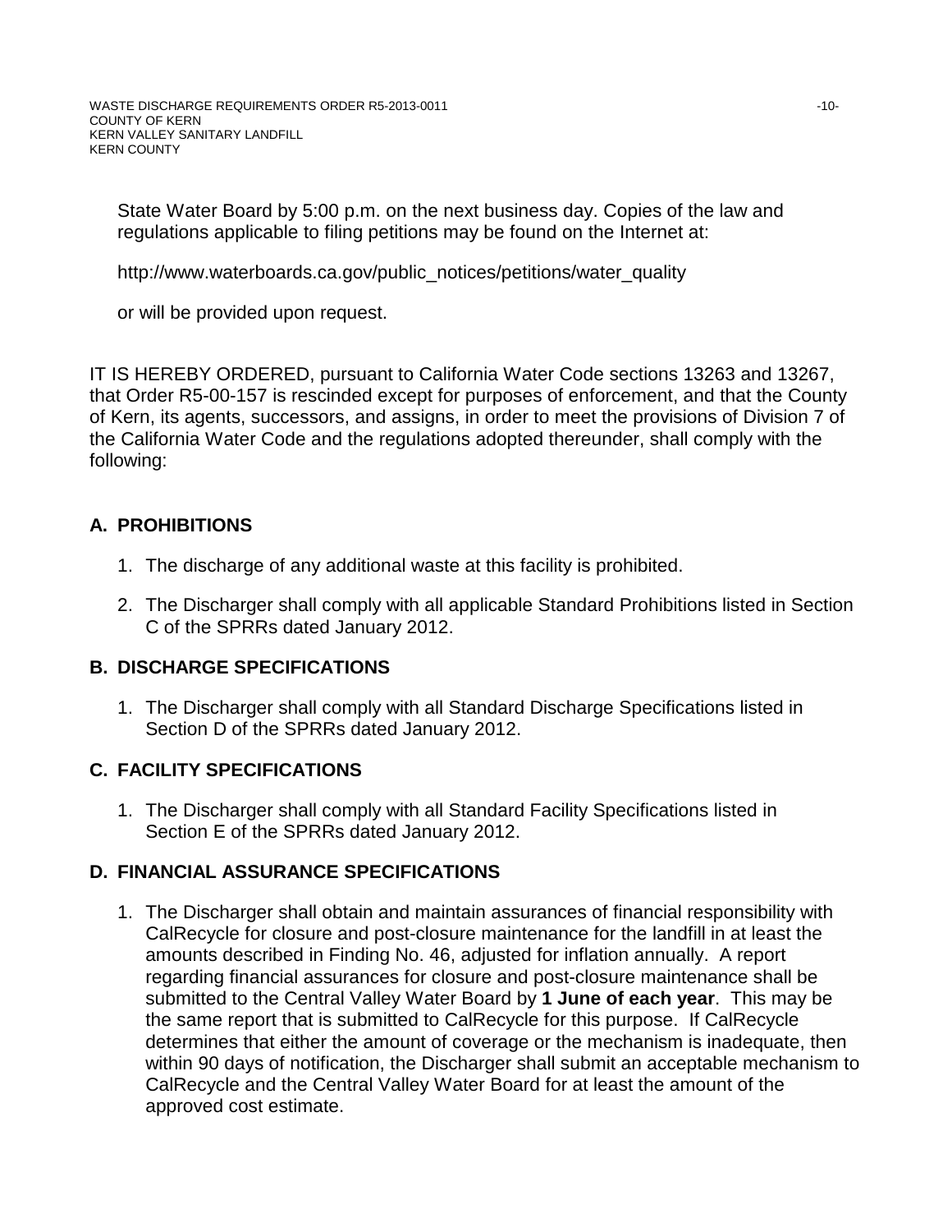State Water Board by 5:00 p.m. on the next business day. Copies of the law and regulations applicable to filing petitions may be found on the Internet at:

http://www.waterboards.ca.gov/public_notices/petitions/water_quality

or will be provided upon request.

IT IS HEREBY ORDERED, pursuant to California Water Code sections 13263 and 13267, that Order R5-00-157 is rescinded except for purposes of enforcement, and that the County of Kern, its agents, successors, and assigns, in order to meet the provisions of Division 7 of the California Water Code and the regulations adopted thereunder, shall comply with the following:

## A. PROHIBITIONS

1. The discharge of any additional waste at this facility is prohibited.
2. The Discharger shall comply with all applicable Standard Prohibitions listed in Section C of the SPRRs dated January 2012.

## B. DISCHARGE SPECIFICATIONS

1. The Discharger shall comply with all Standard Discharge Specifications listed in Section D of the SPRRs dated January 2012.

## C. FACILITY SPECIFICATIONS

1. The Discharger shall comply with all Standard Facility Specifications listed in Section E of the SPRRs dated January 2012.

## D. FINANCIAL ASSURANCE SPECIFICATIONS

1. The Discharger shall obtain and maintain assurances of financial responsibility with CalRecycle for closure and post-closure maintenance for the landfill in at least the amounts described in Finding No. 46, adjusted for inflation annually. A report regarding financial assurances for closure and post-closure maintenance shall be submitted to the Central Valley Water Board by **1 June of each year**. This may be the same report that is submitted to CalRecycle for this purpose. If CalRecycle determines that either the amount of coverage or the mechanism is inadequate, then within 90 days of notification, the Discharger shall submit an acceptable mechanism to CalRecycle and the Central Valley Water Board for at least the amount of the approved cost estimate.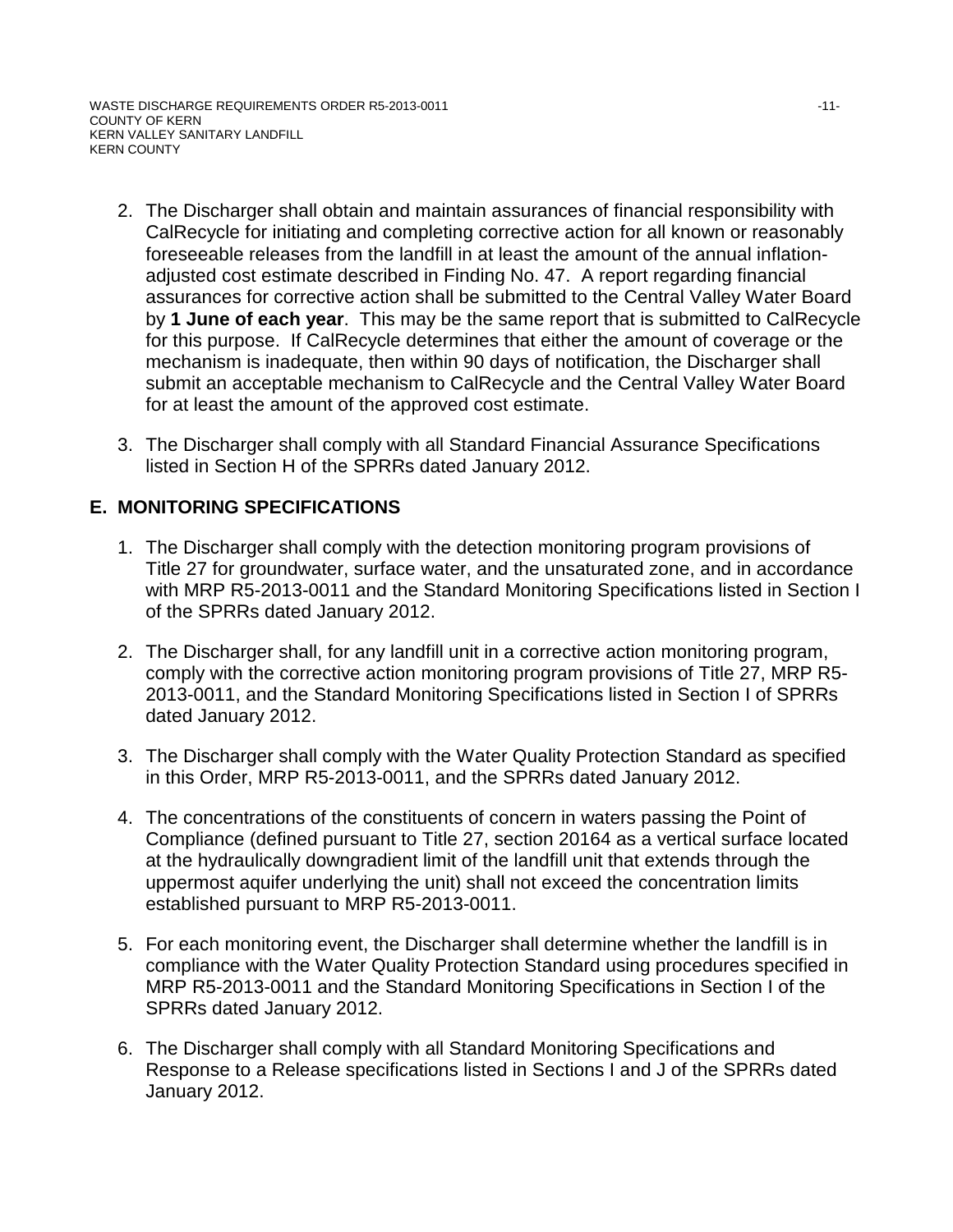2. The Discharger shall obtain and maintain assurances of financial responsibility with CalRecycle for initiating and completing corrective action for all known or reasonably foreseeable releases from the landfill in at least the amount of the annual inflation-adjusted cost estimate described in Finding No. 47. A report regarding financial assurances for corrective action shall be submitted to the Central Valley Water Board by **1 June of each year**. This may be the same report that is submitted to CalRecycle for this purpose. If CalRecycle determines that either the amount of coverage or the mechanism is inadequate, then within 90 days of notification, the Discharger shall submit an acceptable mechanism to CalRecycle and the Central Valley Water Board for at least the amount of the approved cost estimate.

3. The Discharger shall comply with all Standard Financial Assurance Specifications listed in Section H of the SPRRs dated January 2012.

## E. MONITORING SPECIFICATIONS

1. The Discharger shall comply with the detection monitoring program provisions of Title 27 for groundwater, surface water, and the unsaturated zone, and in accordance with MRP R5-2013-0011 and the Standard Monitoring Specifications listed in Section I of the SPRRs dated January 2012.

2. The Discharger shall, for any landfill unit in a corrective action monitoring program, comply with the corrective action monitoring program provisions of Title 27, MRP R5-2013-0011, and the Standard Monitoring Specifications listed in Section I of SPRRs dated January 2012.

3. The Discharger shall comply with the Water Quality Protection Standard as specified in this Order, MRP R5-2013-0011, and the SPRRs dated January 2012.

4. The concentrations of the constituents of concern in waters passing the Point of Compliance (defined pursuant to Title 27, section 20164 as a vertical surface located at the hydraulically downgradient limit of the landfill unit that extends through the uppermost aquifer underlying the unit) shall not exceed the concentration limits established pursuant to MRP R5-2013-0011.

5. For each monitoring event, the Discharger shall determine whether the landfill is in compliance with the Water Quality Protection Standard using procedures specified in MRP R5-2013-0011 and the Standard Monitoring Specifications in Section I of the SPRRs dated January 2012.

6. The Discharger shall comply with all Standard Monitoring Specifications and Response to a Release specifications listed in Sections I and J of the SPRRs dated January 2012.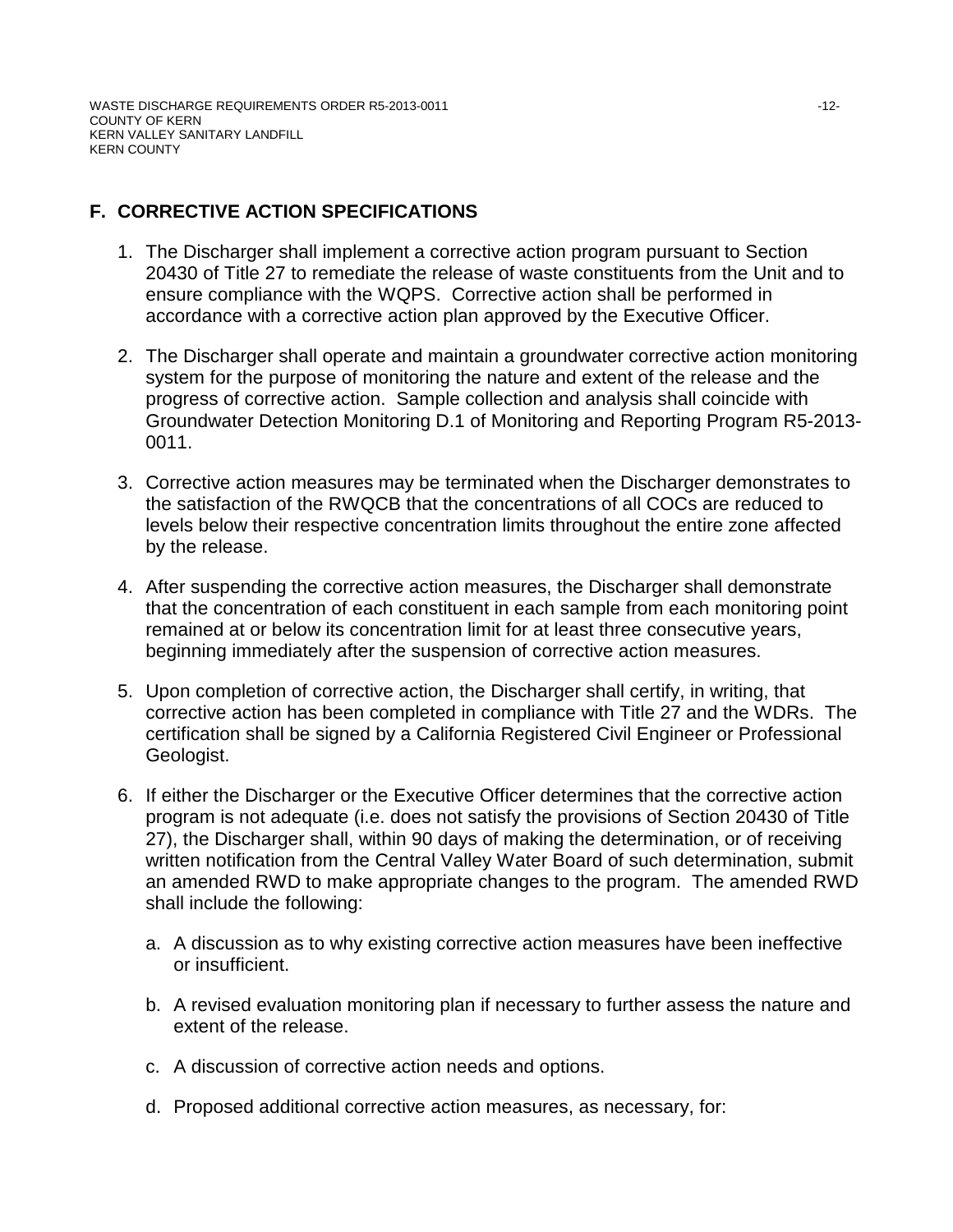## F. CORRECTIVE ACTION SPECIFICATIONS

1. The Discharger shall implement a corrective action program pursuant to Section 20430 of Title 27 to remediate the release of waste constituents from the Unit and to ensure compliance with the WQPS. Corrective action shall be performed in accordance with a corrective action plan approved by the Executive Officer.

2. The Discharger shall operate and maintain a groundwater corrective action monitoring system for the purpose of monitoring the nature and extent of the release and the progress of corrective action. Sample collection and analysis shall coincide with Groundwater Detection Monitoring D.1 of Monitoring and Reporting Program R5-2013-0011.

3. Corrective action measures may be terminated when the Discharger demonstrates to the satisfaction of the RWQCB that the concentrations of all COCs are reduced to levels below their respective concentration limits throughout the entire zone affected by the release.

4. After suspending the corrective action measures, the Discharger shall demonstrate that the concentration of each constituent in each sample from each monitoring point remained at or below its concentration limit for at least three consecutive years, beginning immediately after the suspension of corrective action measures.

5. Upon completion of corrective action, the Discharger shall certify, in writing, that corrective action has been completed in compliance with Title 27 and the WDRs. The certification shall be signed by a California Registered Civil Engineer or Professional Geologist.

6. If either the Discharger or the Executive Officer determines that the corrective action program is not adequate (i.e. does not satisfy the provisions of Section 20430 of Title 27), the Discharger shall, within 90 days of making the determination, or of receiving written notification from the Central Valley Water Board of such determination, submit an amended RWD to make appropriate changes to the program. The amended RWD shall include the following:

   a. A discussion as to why existing corrective action measures have been ineffective or insufficient.

   b. A revised evaluation monitoring plan if necessary to further assess the nature and extent of the release.

   c. A discussion of corrective action needs and options.

   d. Proposed additional corrective action measures, as necessary, for: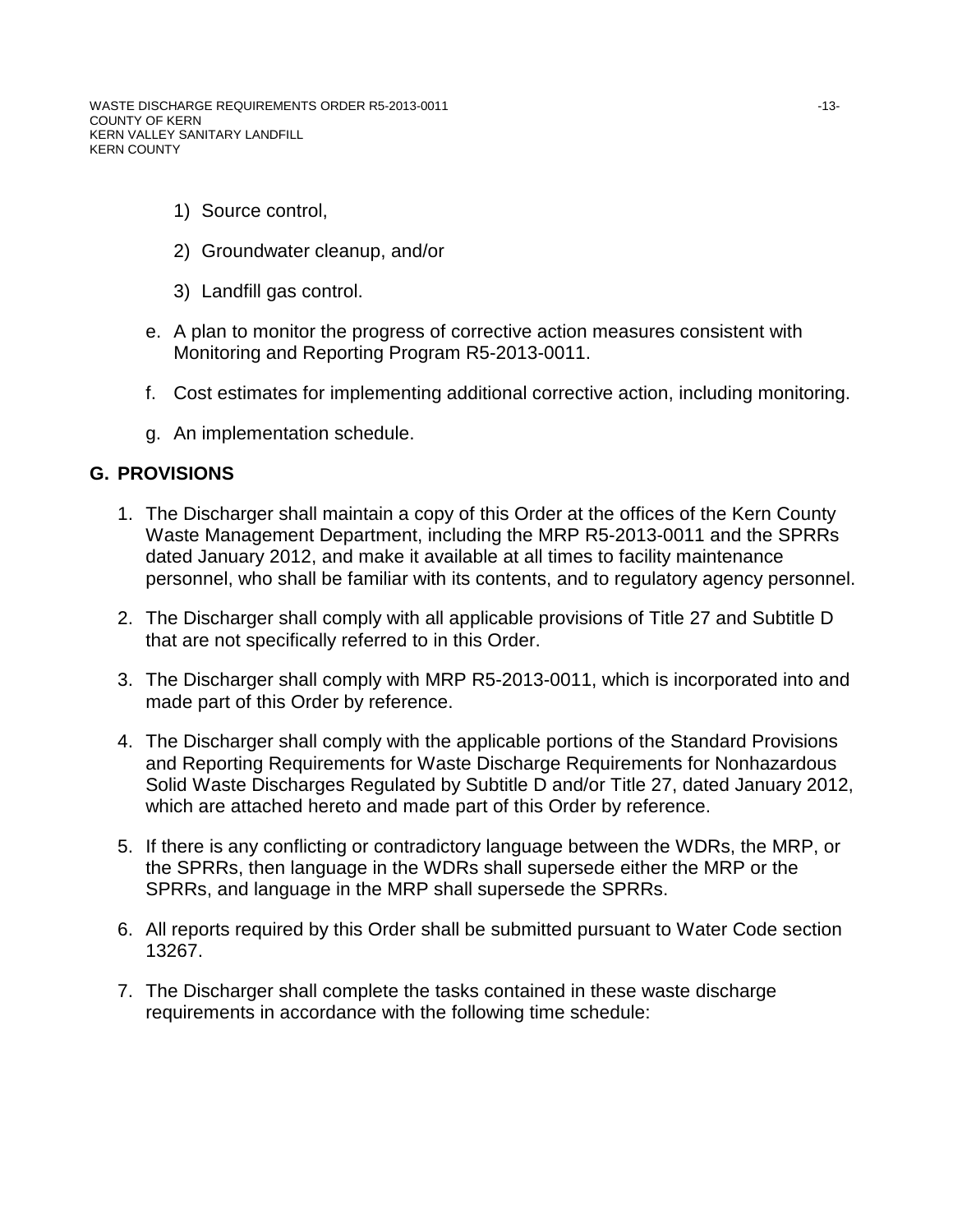1) Source control,

2) Groundwater cleanup, and/or

3) Landfill gas control.

e. A plan to monitor the progress of corrective action measures consistent with Monitoring and Reporting Program R5-2013-0011.

f. Cost estimates for implementing additional corrective action, including monitoring.

g. An implementation schedule.

## G. PROVISIONS

1. The Discharger shall maintain a copy of this Order at the offices of the Kern County Waste Management Department, including the MRP R5-2013-0011 and the SPRRs dated January 2012, and make it available at all times to facility maintenance personnel, who shall be familiar with its contents, and to regulatory agency personnel.

2. The Discharger shall comply with all applicable provisions of Title 27 and Subtitle D that are not specifically referred to in this Order.

3. The Discharger shall comply with MRP R5-2013-0011, which is incorporated into and made part of this Order by reference.

4. The Discharger shall comply with the applicable portions of the Standard Provisions and Reporting Requirements for Waste Discharge Requirements for Nonhazardous Solid Waste Discharges Regulated by Subtitle D and/or Title 27, dated January 2012, which are attached hereto and made part of this Order by reference.

5. If there is any conflicting or contradictory language between the WDRs, the MRP, or the SPRRs, then language in the WDRs shall supersede either the MRP or the SPRRs, and language in the MRP shall supersede the SPRRs.

6. All reports required by this Order shall be submitted pursuant to Water Code section 13267.

7. The Discharger shall complete the tasks contained in these waste discharge requirements in accordance with the following time schedule: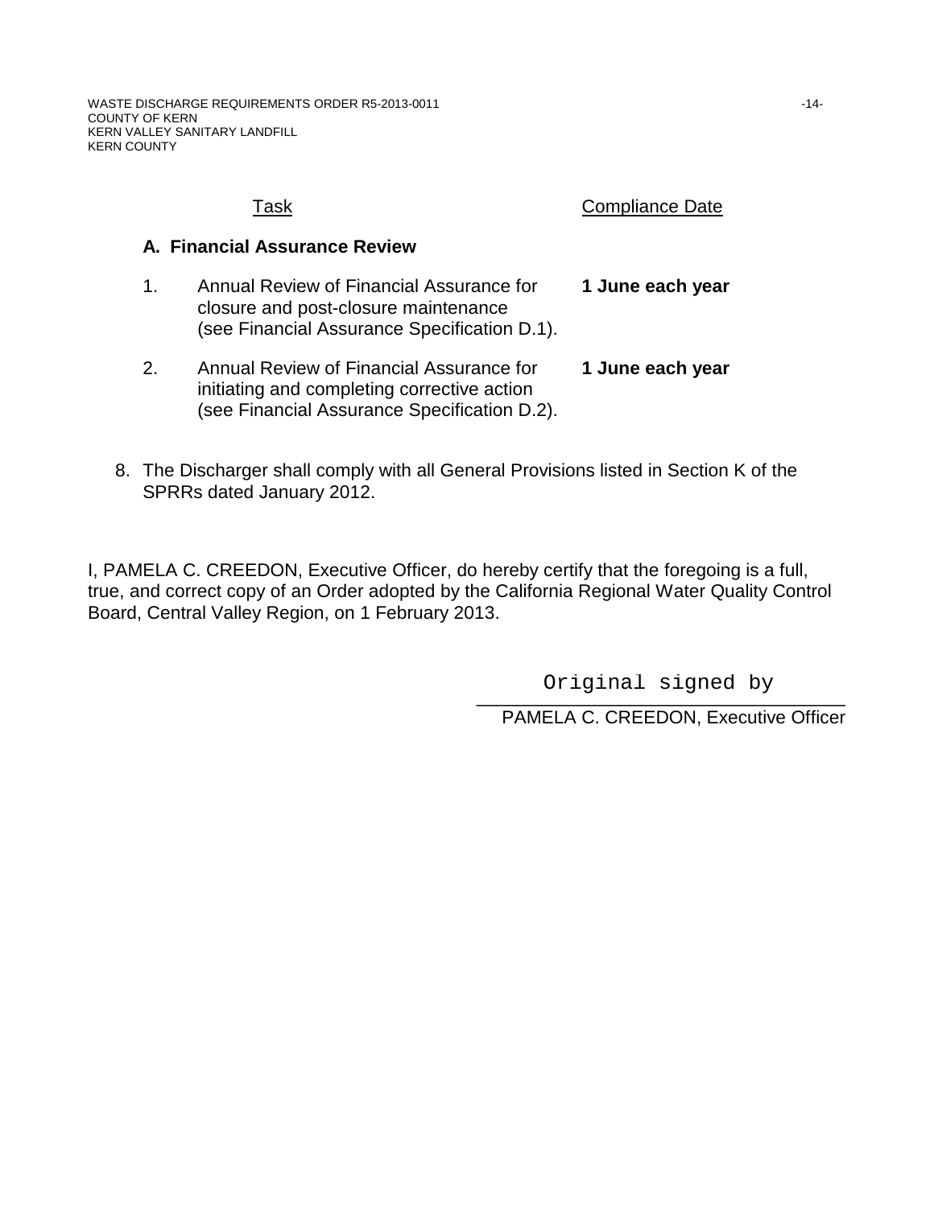| Task | Compliance Date |
|---|---|
| **A. Financial Assurance Review** | |
| 1. Annual Review of Financial Assurance for closure and post-closure maintenance (see Financial Assurance Specification D.1). | **1 June each year** |
| 2. Annual Review of Financial Assurance for initiating and completing corrective action (see Financial Assurance Specification D.2). | **1 June each year** |

8. The Discharger shall comply with all General Provisions listed in Section K of the SPRRs dated January 2012.

I, PAMELA C. CREEDON, Executive Officer, do hereby certify that the foregoing is a full, true, and correct copy of an Order adopted by the California Regional Water Quality Control Board, Central Valley Region, on 1 February 2013.

Original signed by

PAMELA C. CREEDON, Executive Officer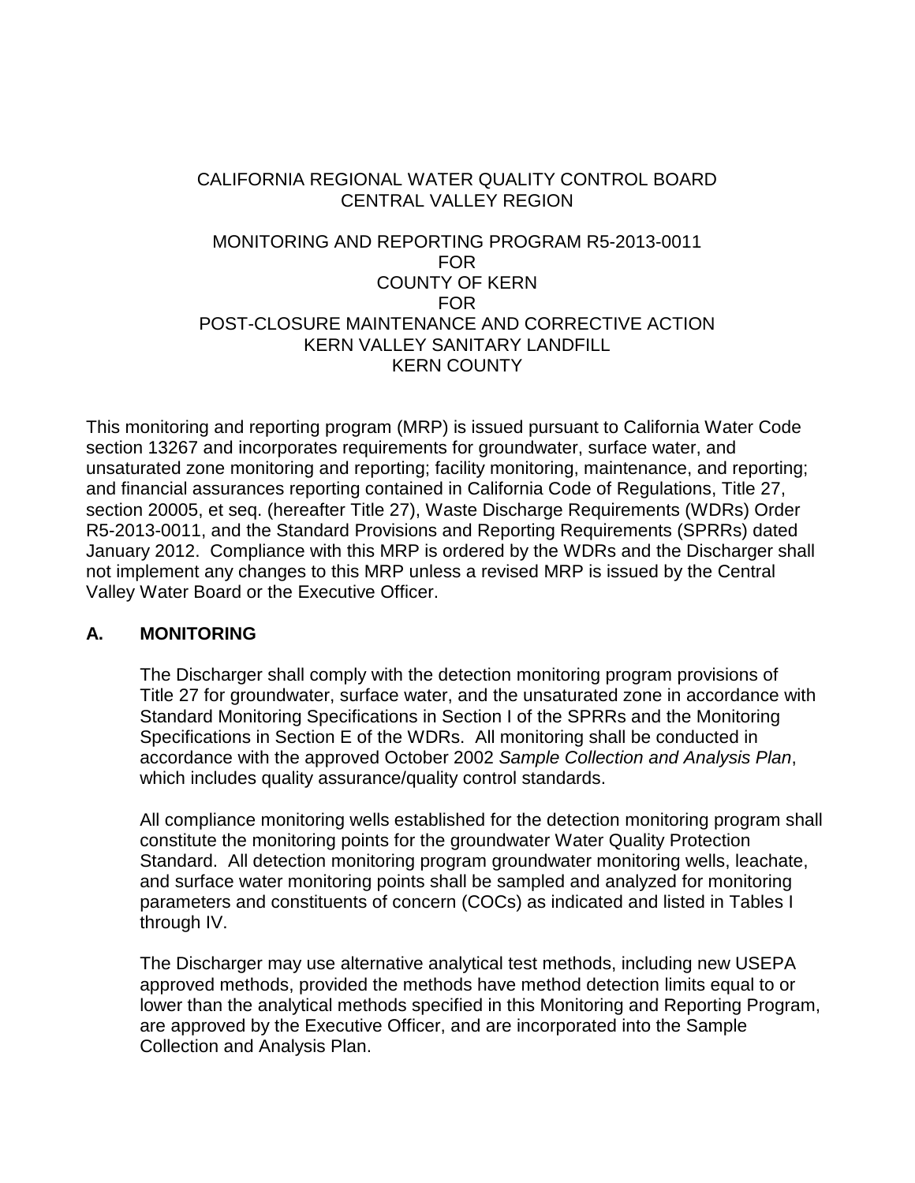CALIFORNIA REGIONAL WATER QUALITY CONTROL BOARD
CENTRAL VALLEY REGION

MONITORING AND REPORTING PROGRAM R5-2013-0011
FOR
COUNTY OF KERN
FOR
POST-CLOSURE MAINTENANCE AND CORRECTIVE ACTION
KERN VALLEY SANITARY LANDFILL
KERN COUNTY

This monitoring and reporting program (MRP) is issued pursuant to California Water Code section 13267 and incorporates requirements for groundwater, surface water, and unsaturated zone monitoring and reporting; facility monitoring, maintenance, and reporting; and financial assurances reporting contained in California Code of Regulations, Title 27, section 20005, et seq. (hereafter Title 27), Waste Discharge Requirements (WDRs) Order R5-2013-0011, and the Standard Provisions and Reporting Requirements (SPRRs) dated January 2012. Compliance with this MRP is ordered by the WDRs and the Discharger shall not implement any changes to this MRP unless a revised MRP is issued by the Central Valley Water Board or the Executive Officer.

## A. MONITORING

The Discharger shall comply with the detection monitoring program provisions of Title 27 for groundwater, surface water, and the unsaturated zone in accordance with Standard Monitoring Specifications in Section I of the SPRRs and the Monitoring Specifications in Section E of the WDRs. All monitoring shall be conducted in accordance with the approved October 2002 *Sample Collection and Analysis Plan*, which includes quality assurance/quality control standards.

All compliance monitoring wells established for the detection monitoring program shall constitute the monitoring points for the groundwater Water Quality Protection Standard. All detection monitoring program groundwater monitoring wells, leachate, and surface water monitoring points shall be sampled and analyzed for monitoring parameters and constituents of concern (COCs) as indicated and listed in Tables I through IV.

The Discharger may use alternative analytical test methods, including new USEPA approved methods, provided the methods have method detection limits equal to or lower than the analytical methods specified in this Monitoring and Reporting Program, are approved by the Executive Officer, and are incorporated into the Sample Collection and Analysis Plan.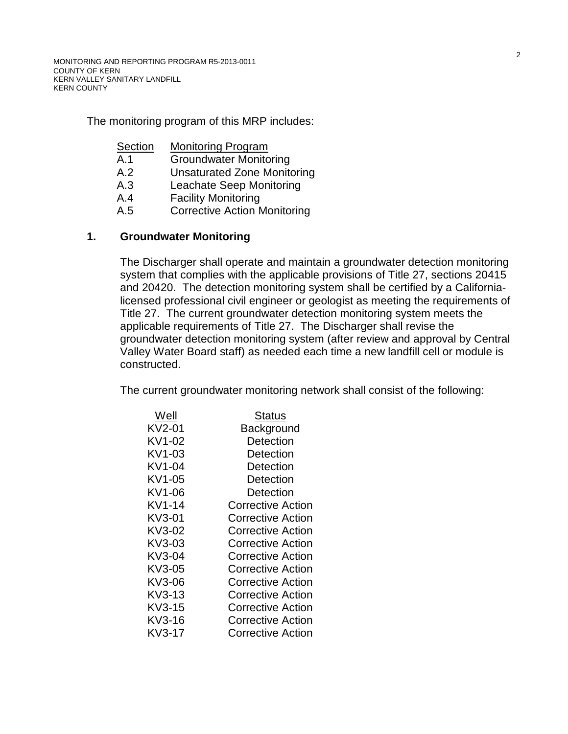The monitoring program of this MRP includes:

| Section | Monitoring Program |
|---|---|
| A.1 | Groundwater Monitoring |
| A.2 | Unsaturated Zone Monitoring |
| A.3 | Leachate Seep Monitoring |
| A.4 | Facility Monitoring |
| A.5 | Corrective Action Monitoring |

## 1. Groundwater Monitoring

The Discharger shall operate and maintain a groundwater detection monitoring system that complies with the applicable provisions of Title 27, sections 20415 and 20420. The detection monitoring system shall be certified by a California-licensed professional civil engineer or geologist as meeting the requirements of Title 27. The current groundwater detection monitoring system meets the applicable requirements of Title 27. The Discharger shall revise the groundwater detection monitoring system (after review and approval by Central Valley Water Board staff) as needed each time a new landfill cell or module is constructed.

The current groundwater monitoring network shall consist of the following:

| Well | Status |
|---|---|
| KV2-01 | Background |
| KV1-02 | Detection |
| KV1-03 | Detection |
| KV1-04 | Detection |
| KV1-05 | Detection |
| KV1-06 | Detection |
| KV1-14 | Corrective Action |
| KV3-01 | Corrective Action |
| KV3-02 | Corrective Action |
| KV3-03 | Corrective Action |
| KV3-04 | Corrective Action |
| KV3-05 | Corrective Action |
| KV3-06 | Corrective Action |
| KV3-13 | Corrective Action |
| KV3-15 | Corrective Action |
| KV3-16 | Corrective Action |
| KV3-17 | Corrective Action |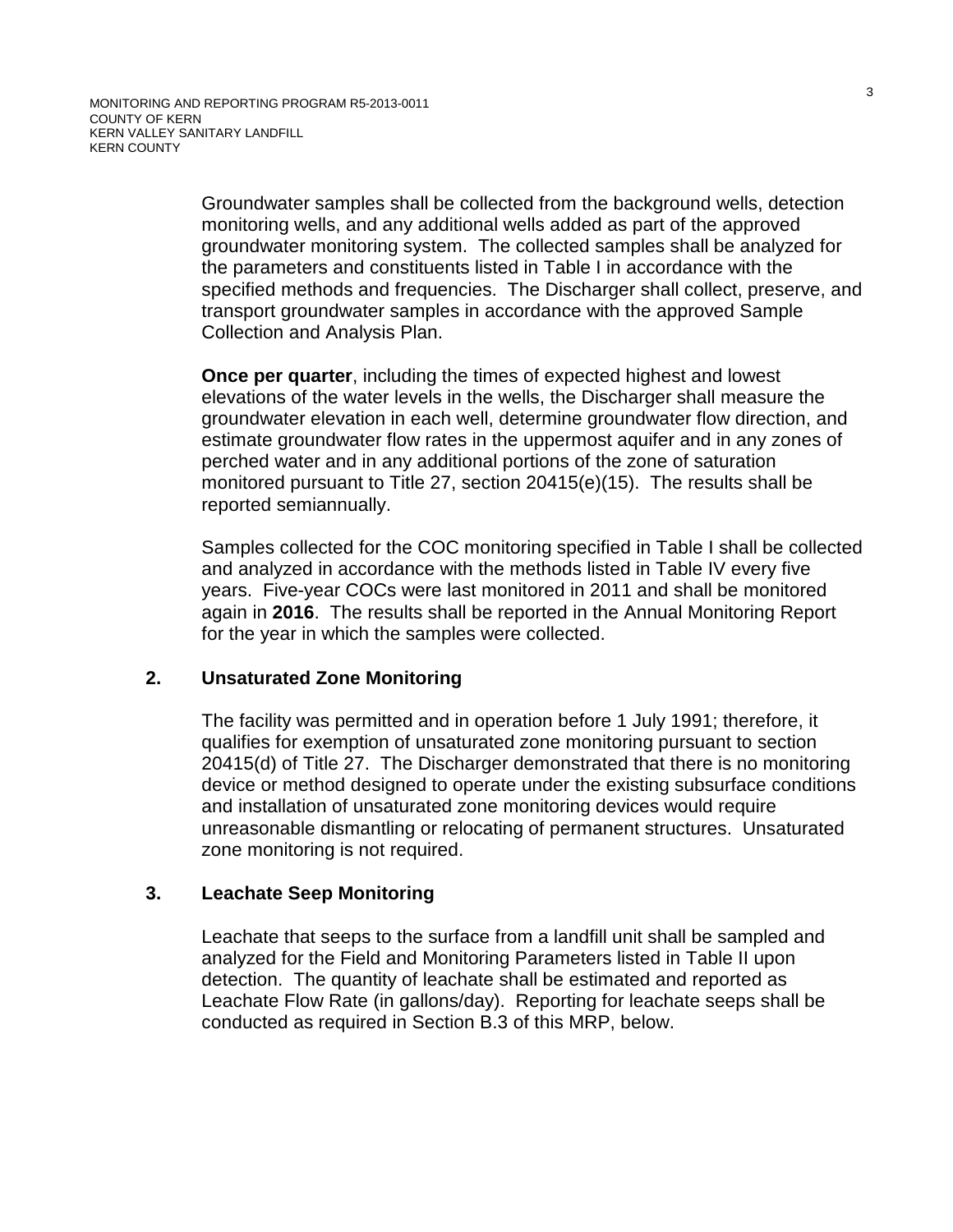Groundwater samples shall be collected from the background wells, detection monitoring wells, and any additional wells added as part of the approved groundwater monitoring system. The collected samples shall be analyzed for the parameters and constituents listed in Table I in accordance with the specified methods and frequencies. The Discharger shall collect, preserve, and transport groundwater samples in accordance with the approved Sample Collection and Analysis Plan.

**Once per quarter**, including the times of expected highest and lowest elevations of the water levels in the wells, the Discharger shall measure the groundwater elevation in each well, determine groundwater flow direction, and estimate groundwater flow rates in the uppermost aquifer and in any zones of perched water and in any additional portions of the zone of saturation monitored pursuant to Title 27, section 20415(e)(15). The results shall be reported semiannually.

Samples collected for the COC monitoring specified in Table I shall be collected and analyzed in accordance with the methods listed in Table IV every five years. Five-year COCs were last monitored in 2011 and shall be monitored again in **2016**. The results shall be reported in the Annual Monitoring Report for the year in which the samples were collected.

**2. Unsaturated Zone Monitoring**

The facility was permitted and in operation before 1 July 1991; therefore, it qualifies for exemption of unsaturated zone monitoring pursuant to section 20415(d) of Title 27. The Discharger demonstrated that there is no monitoring device or method designed to operate under the existing subsurface conditions and installation of unsaturated zone monitoring devices would require unreasonable dismantling or relocating of permanent structures. Unsaturated zone monitoring is not required.

**3. Leachate Seep Monitoring**

Leachate that seeps to the surface from a landfill unit shall be sampled and analyzed for the Field and Monitoring Parameters listed in Table II upon detection. The quantity of leachate shall be estimated and reported as Leachate Flow Rate (in gallons/day). Reporting for leachate seeps shall be conducted as required in Section B.3 of this MRP, below.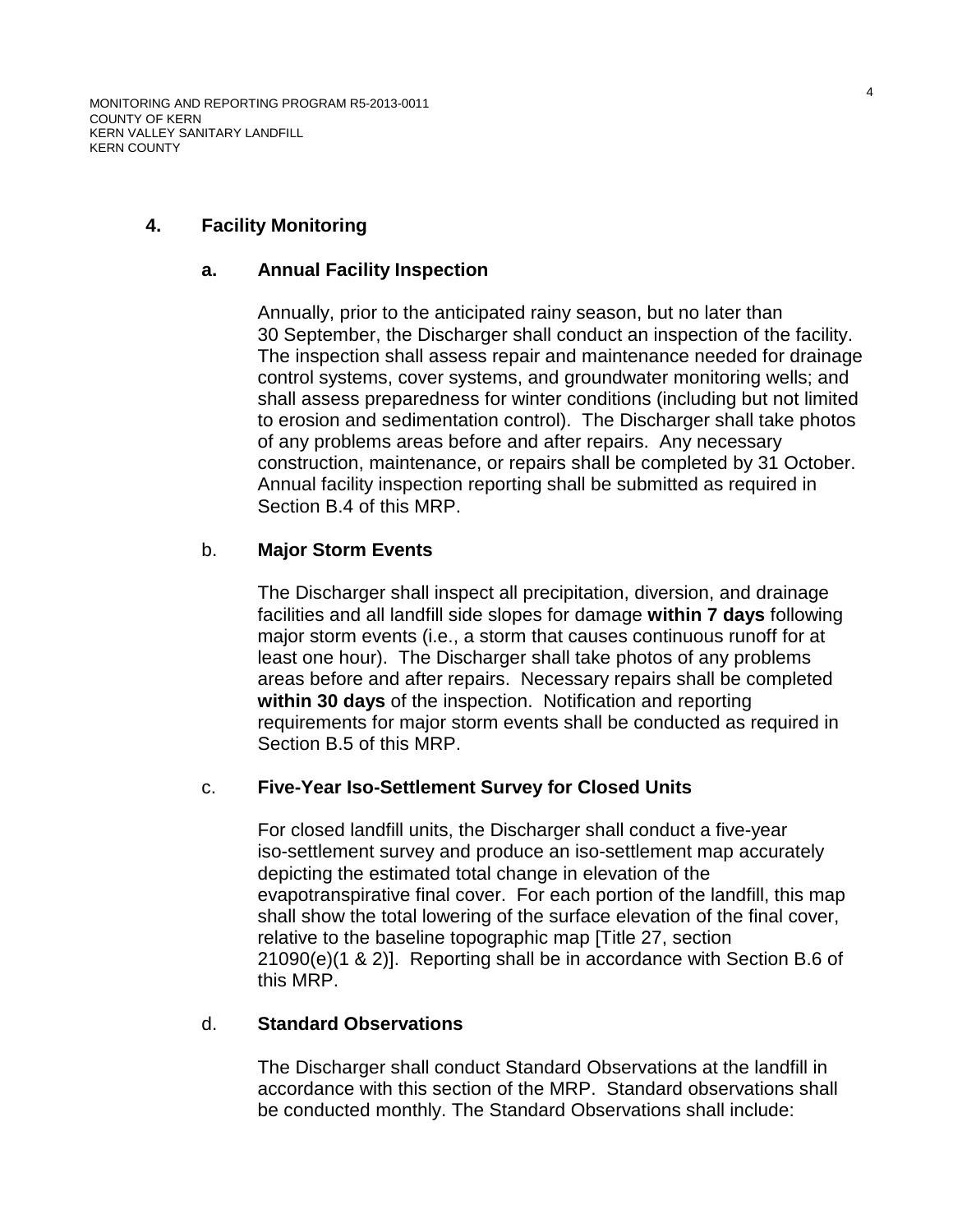### 4. Facility Monitoring

#### a. Annual Facility Inspection

Annually, prior to the anticipated rainy season, but no later than 30 September, the Discharger shall conduct an inspection of the facility. The inspection shall assess repair and maintenance needed for drainage control systems, cover systems, and groundwater monitoring wells; and shall assess preparedness for winter conditions (including but not limited to erosion and sedimentation control). The Discharger shall take photos of any problems areas before and after repairs. Any necessary construction, maintenance, or repairs shall be completed by 31 October. Annual facility inspection reporting shall be submitted as required in Section B.4 of this MRP.

#### b. Major Storm Events

The Discharger shall inspect all precipitation, diversion, and drainage facilities and all landfill side slopes for damage **within 7 days** following major storm events (i.e., a storm that causes continuous runoff for at least one hour). The Discharger shall take photos of any problems areas before and after repairs. Necessary repairs shall be completed **within 30 days** of the inspection. Notification and reporting requirements for major storm events shall be conducted as required in Section B.5 of this MRP.

#### c. Five-Year Iso-Settlement Survey for Closed Units

For closed landfill units, the Discharger shall conduct a five-year iso-settlement survey and produce an iso-settlement map accurately depicting the estimated total change in elevation of the evapotranspirative final cover. For each portion of the landfill, this map shall show the total lowering of the surface elevation of the final cover, relative to the baseline topographic map [Title 27, section 21090(e)(1 & 2)]. Reporting shall be in accordance with Section B.6 of this MRP.

#### d. Standard Observations

The Discharger shall conduct Standard Observations at the landfill in accordance with this section of the MRP. Standard observations shall be conducted monthly. The Standard Observations shall include: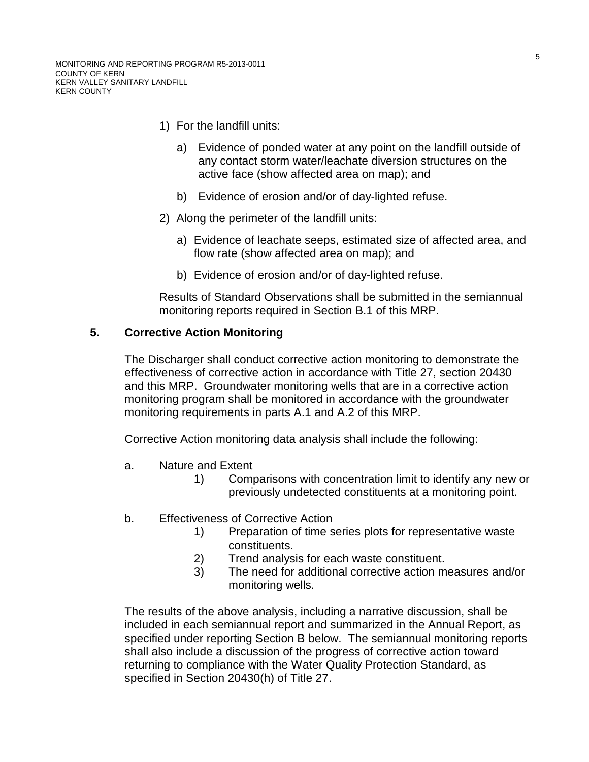1) For the landfill units:

    a) Evidence of ponded water at any point on the landfill outside of any contact storm water/leachate diversion structures on the active face (show affected area on map); and

    b) Evidence of erosion and/or of day-lighted refuse.

2) Along the perimeter of the landfill units:

    a) Evidence of leachate seeps, estimated size of affected area, and flow rate (show affected area on map); and

    b) Evidence of erosion and/or of day-lighted refuse.

Results of Standard Observations shall be submitted in the semiannual monitoring reports required in Section B.1 of this MRP.

### 5. Corrective Action Monitoring

The Discharger shall conduct corrective action monitoring to demonstrate the effectiveness of corrective action in accordance with Title 27, section 20430 and this MRP. Groundwater monitoring wells that are in a corrective action monitoring program shall be monitored in accordance with the groundwater monitoring requirements in parts A.1 and A.2 of this MRP.

Corrective Action monitoring data analysis shall include the following:

a. Nature and Extent
    1) Comparisons with concentration limit to identify any new or previously undetected constituents at a monitoring point.

b. Effectiveness of Corrective Action
    1) Preparation of time series plots for representative waste constituents.
    2) Trend analysis for each waste constituent.
    3) The need for additional corrective action measures and/or monitoring wells.

The results of the above analysis, including a narrative discussion, shall be included in each semiannual report and summarized in the Annual Report, as specified under reporting Section B below. The semiannual monitoring reports shall also include a discussion of the progress of corrective action toward returning to compliance with the Water Quality Protection Standard, as specified in Section 20430(h) of Title 27.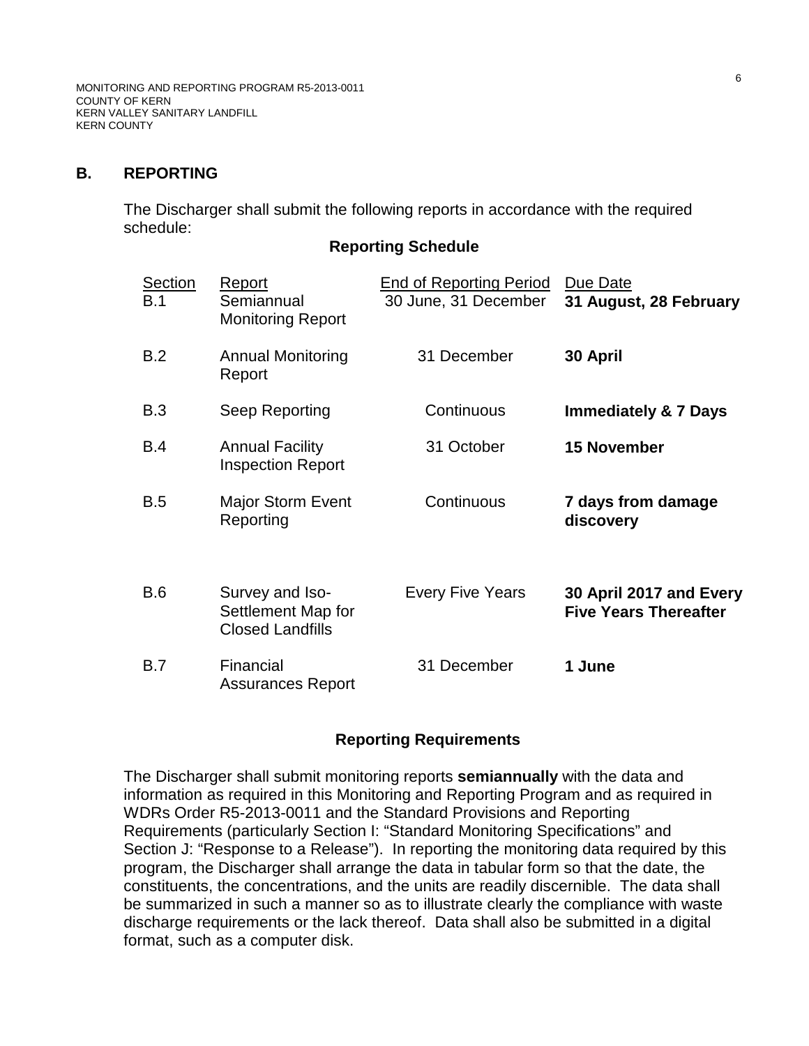## B. REPORTING

The Discharger shall submit the following reports in accordance with the required schedule:

**Reporting Schedule**

| Section | Report | End of Reporting Period | Due Date |
|---|---|---|---|
| B.1 | Semiannual Monitoring Report | 30 June, 31 December | **31 August, 28 February** |
| B.2 | Annual Monitoring Report | 31 December | **30 April** |
| B.3 | Seep Reporting | Continuous | **Immediately & 7 Days** |
| B.4 | Annual Facility Inspection Report | 31 October | **15 November** |
| B.5 | Major Storm Event Reporting | Continuous | **7 days from damage discovery** |
| B.6 | Survey and Iso-Settlement Map for Closed Landfills | Every Five Years | **30 April 2017 and Every Five Years Thereafter** |
| B.7 | Financial Assurances Report | 31 December | **1 June** |

**Reporting Requirements**

The Discharger shall submit monitoring reports **semiannually** with the data and information as required in this Monitoring and Reporting Program and as required in WDRs Order R5-2013-0011 and the Standard Provisions and Reporting Requirements (particularly Section I: "Standard Monitoring Specifications" and Section J: "Response to a Release"). In reporting the monitoring data required by this program, the Discharger shall arrange the data in tabular form so that the date, the constituents, the concentrations, and the units are readily discernible. The data shall be summarized in such a manner so as to illustrate clearly the compliance with waste discharge requirements or the lack thereof. Data shall also be submitted in a digital format, such as a computer disk.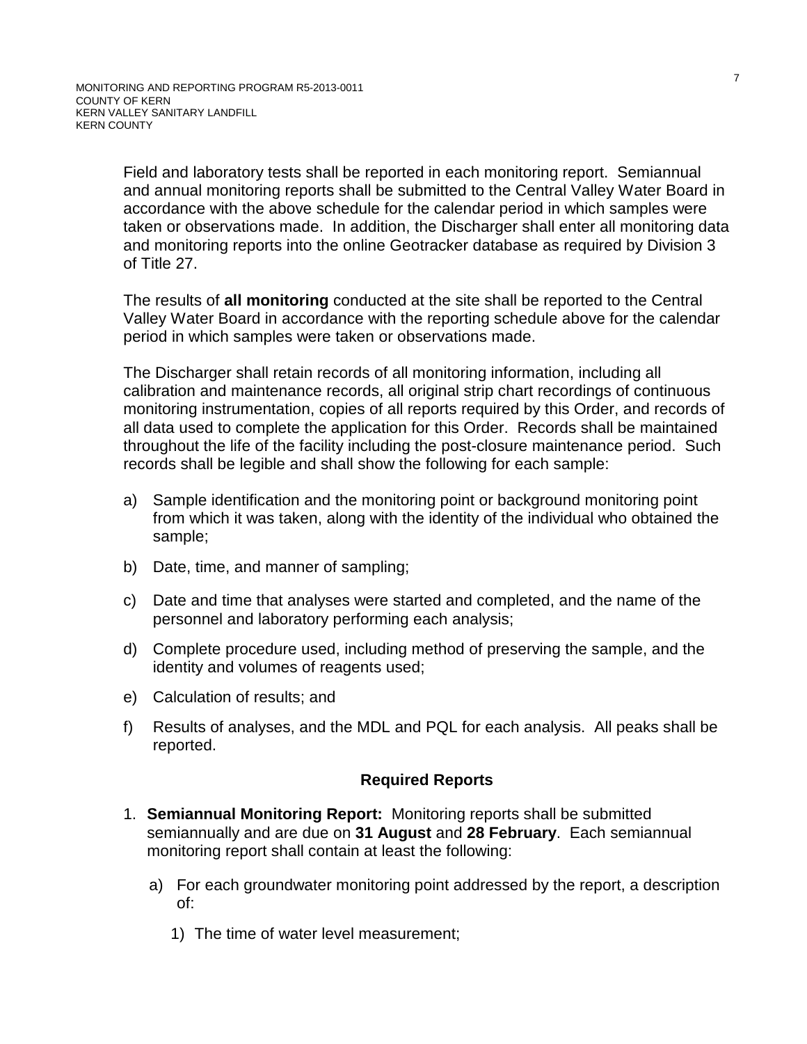Field and laboratory tests shall be reported in each monitoring report. Semiannual and annual monitoring reports shall be submitted to the Central Valley Water Board in accordance with the above schedule for the calendar period in which samples were taken or observations made. In addition, the Discharger shall enter all monitoring data and monitoring reports into the online Geotracker database as required by Division 3 of Title 27.

The results of **all monitoring** conducted at the site shall be reported to the Central Valley Water Board in accordance with the reporting schedule above for the calendar period in which samples were taken or observations made.

The Discharger shall retain records of all monitoring information, including all calibration and maintenance records, all original strip chart recordings of continuous monitoring instrumentation, copies of all reports required by this Order, and records of all data used to complete the application for this Order. Records shall be maintained throughout the life of the facility including the post-closure maintenance period. Such records shall be legible and shall show the following for each sample:

a) Sample identification and the monitoring point or background monitoring point from which it was taken, along with the identity of the individual who obtained the sample;

b) Date, time, and manner of sampling;

c) Date and time that analyses were started and completed, and the name of the personnel and laboratory performing each analysis;

d) Complete procedure used, including method of preserving the sample, and the identity and volumes of reagents used;

e) Calculation of results; and

f) Results of analyses, and the MDL and PQL for each analysis. All peaks shall be reported.

## Required Reports

1. **Semiannual Monitoring Report:** Monitoring reports shall be submitted semiannually and are due on **31 August** and **28 February**. Each semiannual monitoring report shall contain at least the following:

   a) For each groundwater monitoring point addressed by the report, a description of:

      1) The time of water level measurement;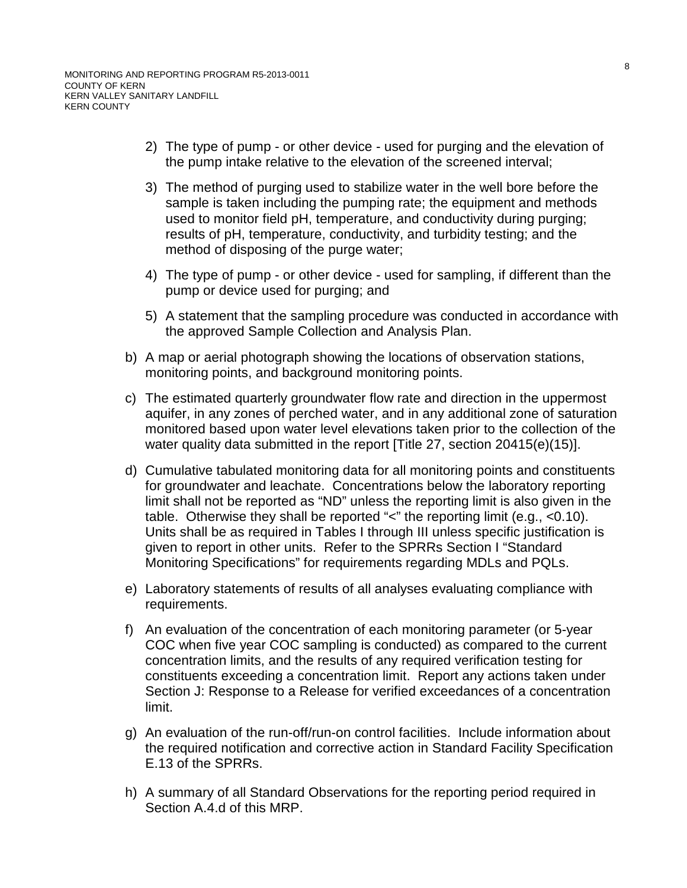2) The type of pump - or other device - used for purging and the elevation of the pump intake relative to the elevation of the screened interval;

3) The method of purging used to stabilize water in the well bore before the sample is taken including the pumping rate; the equipment and methods used to monitor field pH, temperature, and conductivity during purging; results of pH, temperature, conductivity, and turbidity testing; and the method of disposing of the purge water;

4) The type of pump - or other device - used for sampling, if different than the pump or device used for purging; and

5) A statement that the sampling procedure was conducted in accordance with the approved Sample Collection and Analysis Plan.

b) A map or aerial photograph showing the locations of observation stations, monitoring points, and background monitoring points.

c) The estimated quarterly groundwater flow rate and direction in the uppermost aquifer, in any zones of perched water, and in any additional zone of saturation monitored based upon water level elevations taken prior to the collection of the water quality data submitted in the report [Title 27, section 20415(e)(15)].

d) Cumulative tabulated monitoring data for all monitoring points and constituents for groundwater and leachate. Concentrations below the laboratory reporting limit shall not be reported as "ND" unless the reporting limit is also given in the table. Otherwise they shall be reported "<" the reporting limit (e.g., <0.10). Units shall be as required in Tables I through III unless specific justification is given to report in other units. Refer to the SPRRs Section I "Standard Monitoring Specifications" for requirements regarding MDLs and PQLs.

e) Laboratory statements of results of all analyses evaluating compliance with requirements.

f) An evaluation of the concentration of each monitoring parameter (or 5-year COC when five year COC sampling is conducted) as compared to the current concentration limits, and the results of any required verification testing for constituents exceeding a concentration limit. Report any actions taken under Section J: Response to a Release for verified exceedances of a concentration limit.

g) An evaluation of the run-off/run-on control facilities. Include information about the required notification and corrective action in Standard Facility Specification E.13 of the SPRRs.

h) A summary of all Standard Observations for the reporting period required in Section A.4.d of this MRP.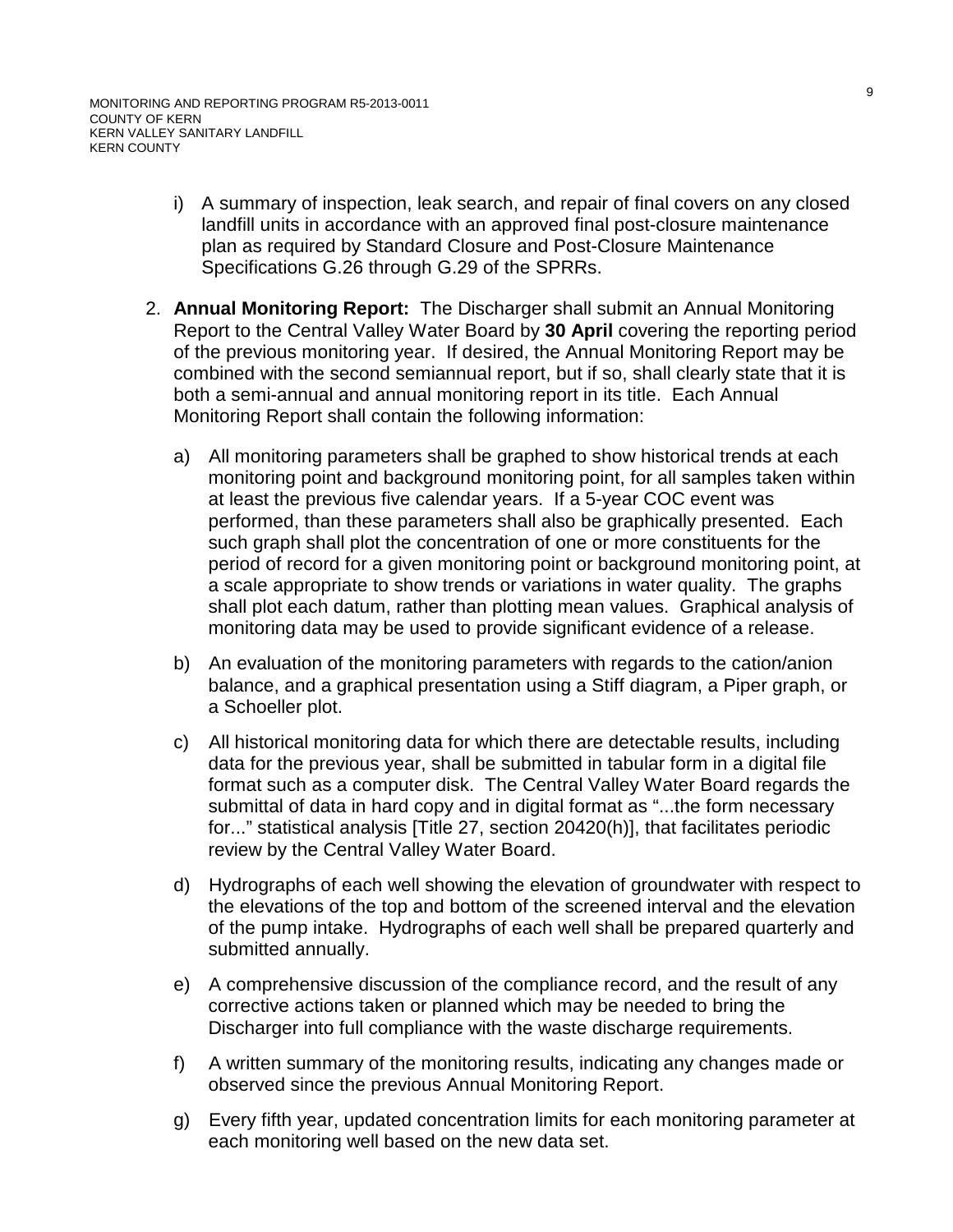i) A summary of inspection, leak search, and repair of final covers on any closed landfill units in accordance with an approved final post-closure maintenance plan as required by Standard Closure and Post-Closure Maintenance Specifications G.26 through G.29 of the SPRRs.

2. **Annual Monitoring Report:** The Discharger shall submit an Annual Monitoring Report to the Central Valley Water Board by **30 April** covering the reporting period of the previous monitoring year. If desired, the Annual Monitoring Report may be combined with the second semiannual report, but if so, shall clearly state that it is both a semi-annual and annual monitoring report in its title. Each Annual Monitoring Report shall contain the following information:

   a) All monitoring parameters shall be graphed to show historical trends at each monitoring point and background monitoring point, for all samples taken within at least the previous five calendar years. If a 5-year COC event was performed, than these parameters shall also be graphically presented. Each such graph shall plot the concentration of one or more constituents for the period of record for a given monitoring point or background monitoring point, at a scale appropriate to show trends or variations in water quality. The graphs shall plot each datum, rather than plotting mean values. Graphical analysis of monitoring data may be used to provide significant evidence of a release.

   b) An evaluation of the monitoring parameters with regards to the cation/anion balance, and a graphical presentation using a Stiff diagram, a Piper graph, or a Schoeller plot.

   c) All historical monitoring data for which there are detectable results, including data for the previous year, shall be submitted in tabular form in a digital file format such as a computer disk. The Central Valley Water Board regards the submittal of data in hard copy and in digital format as "...the form necessary for..." statistical analysis [Title 27, section 20420(h)], that facilitates periodic review by the Central Valley Water Board.

   d) Hydrographs of each well showing the elevation of groundwater with respect to the elevations of the top and bottom of the screened interval and the elevation of the pump intake. Hydrographs of each well shall be prepared quarterly and submitted annually.

   e) A comprehensive discussion of the compliance record, and the result of any corrective actions taken or planned which may be needed to bring the Discharger into full compliance with the waste discharge requirements.

   f) A written summary of the monitoring results, indicating any changes made or observed since the previous Annual Monitoring Report.

   g) Every fifth year, updated concentration limits for each monitoring parameter at each monitoring well based on the new data set.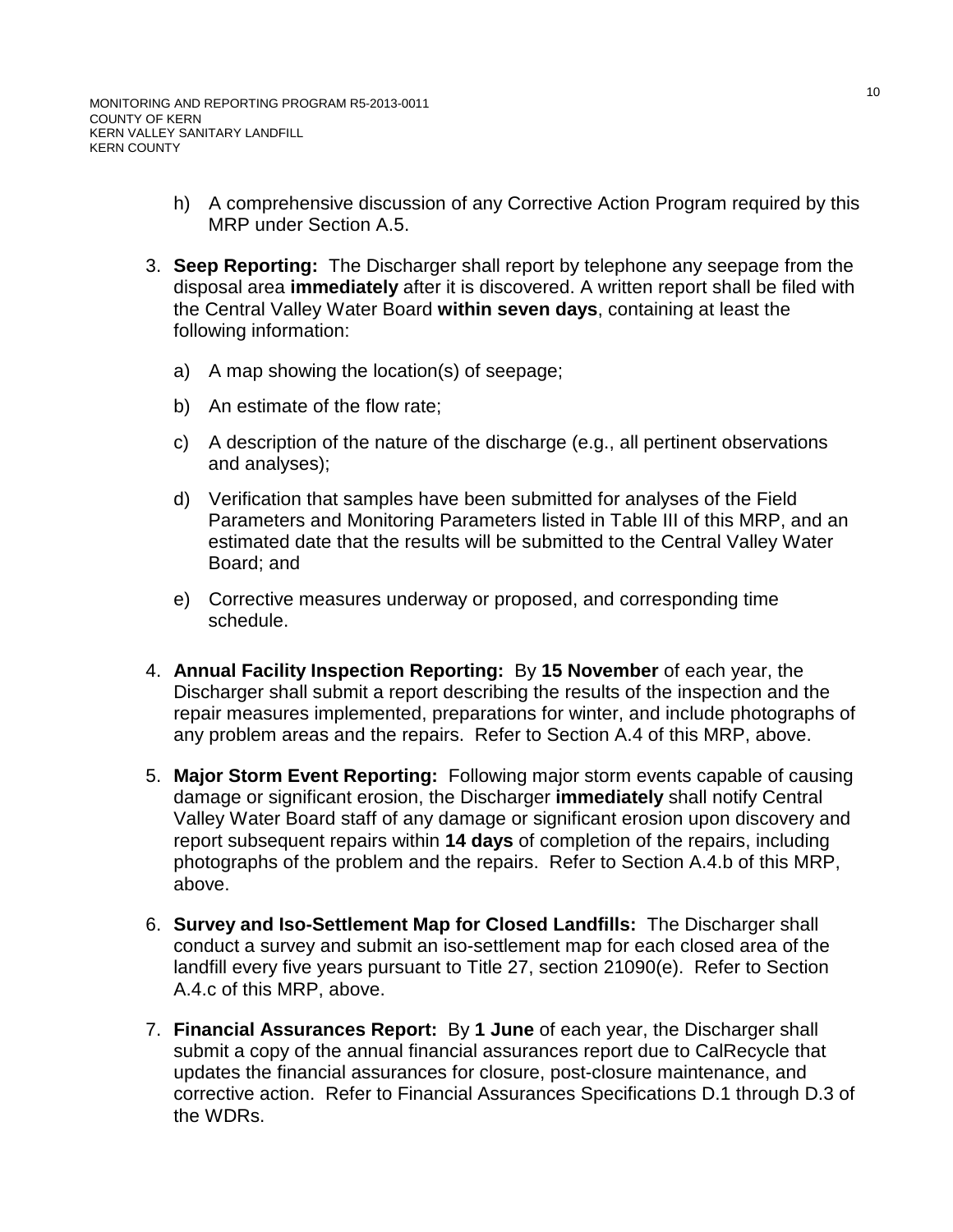h) A comprehensive discussion of any Corrective Action Program required by this MRP under Section A.5.

3. **Seep Reporting:** The Discharger shall report by telephone any seepage from the disposal area **immediately** after it is discovered. A written report shall be filed with the Central Valley Water Board **within seven days**, containing at least the following information:

   a) A map showing the location(s) of seepage;

   b) An estimate of the flow rate;

   c) A description of the nature of the discharge (e.g., all pertinent observations and analyses);

   d) Verification that samples have been submitted for analyses of the Field Parameters and Monitoring Parameters listed in Table III of this MRP, and an estimated date that the results will be submitted to the Central Valley Water Board; and

   e) Corrective measures underway or proposed, and corresponding time schedule.

4. **Annual Facility Inspection Reporting:** By **15 November** of each year, the Discharger shall submit a report describing the results of the inspection and the repair measures implemented, preparations for winter, and include photographs of any problem areas and the repairs. Refer to Section A.4 of this MRP, above.

5. **Major Storm Event Reporting:** Following major storm events capable of causing damage or significant erosion, the Discharger **immediately** shall notify Central Valley Water Board staff of any damage or significant erosion upon discovery and report subsequent repairs within **14 days** of completion of the repairs, including photographs of the problem and the repairs. Refer to Section A.4.b of this MRP, above.

6. **Survey and Iso-Settlement Map for Closed Landfills:** The Discharger shall conduct a survey and submit an iso-settlement map for each closed area of the landfill every five years pursuant to Title 27, section 21090(e). Refer to Section A.4.c of this MRP, above.

7. **Financial Assurances Report:** By **1 June** of each year, the Discharger shall submit a copy of the annual financial assurances report due to CalRecycle that updates the financial assurances for closure, post-closure maintenance, and corrective action. Refer to Financial Assurances Specifications D.1 through D.3 of the WDRs.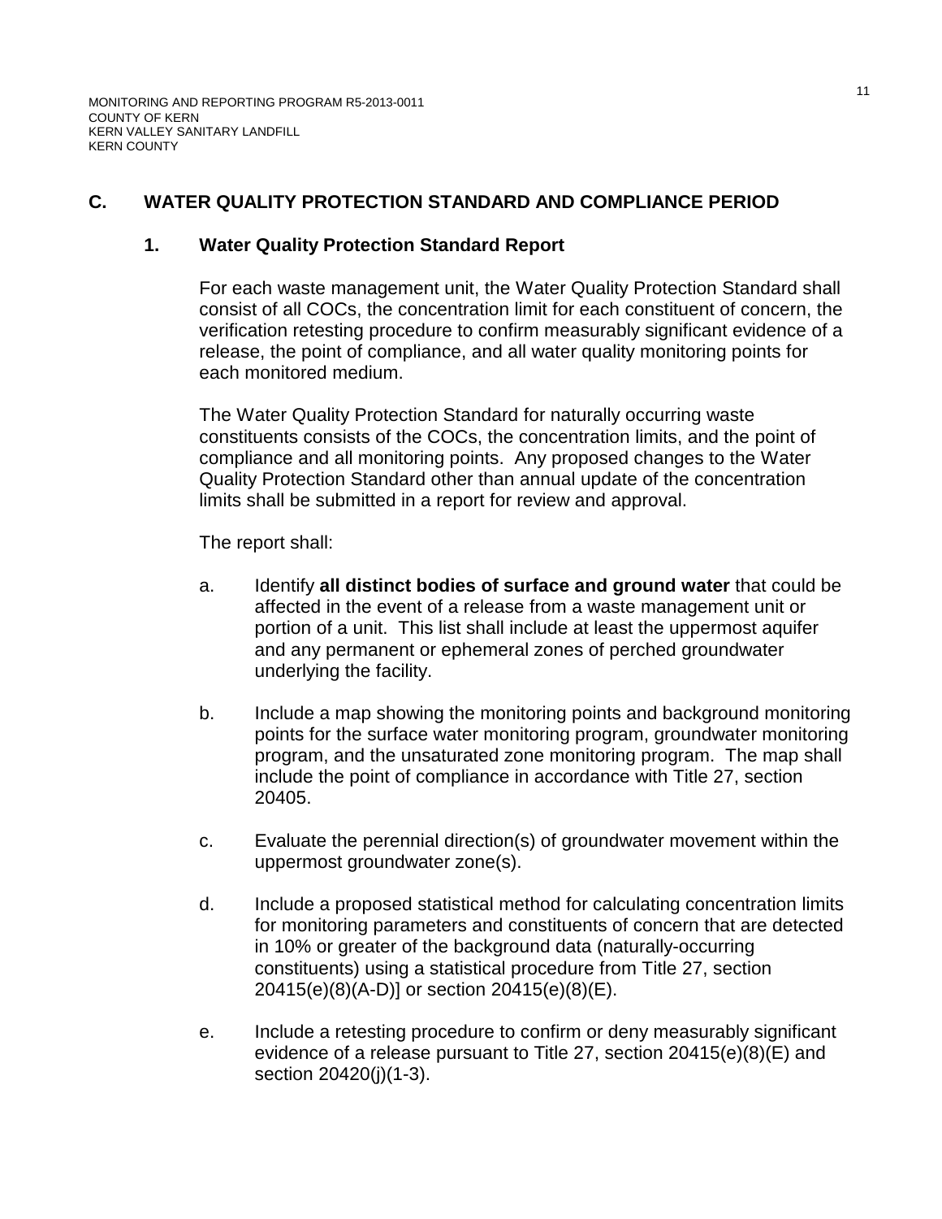## C. WATER QUALITY PROTECTION STANDARD AND COMPLIANCE PERIOD

### 1. Water Quality Protection Standard Report

For each waste management unit, the Water Quality Protection Standard shall consist of all COCs, the concentration limit for each constituent of concern, the verification retesting procedure to confirm measurably significant evidence of a release, the point of compliance, and all water quality monitoring points for each monitored medium.

The Water Quality Protection Standard for naturally occurring waste constituents consists of the COCs, the concentration limits, and the point of compliance and all monitoring points. Any proposed changes to the Water Quality Protection Standard other than annual update of the concentration limits shall be submitted in a report for review and approval.

The report shall:

a. Identify **all distinct bodies of surface and ground water** that could be affected in the event of a release from a waste management unit or portion of a unit. This list shall include at least the uppermost aquifer and any permanent or ephemeral zones of perched groundwater underlying the facility.

b. Include a map showing the monitoring points and background monitoring points for the surface water monitoring program, groundwater monitoring program, and the unsaturated zone monitoring program. The map shall include the point of compliance in accordance with Title 27, section 20405.

c. Evaluate the perennial direction(s) of groundwater movement within the uppermost groundwater zone(s).

d. Include a proposed statistical method for calculating concentration limits for monitoring parameters and constituents of concern that are detected in 10% or greater of the background data (naturally-occurring constituents) using a statistical procedure from Title 27, section 20415(e)(8)(A-D)] or section 20415(e)(8)(E).

e. Include a retesting procedure to confirm or deny measurably significant evidence of a release pursuant to Title 27, section 20415(e)(8)(E) and section 20420(j)(1-3).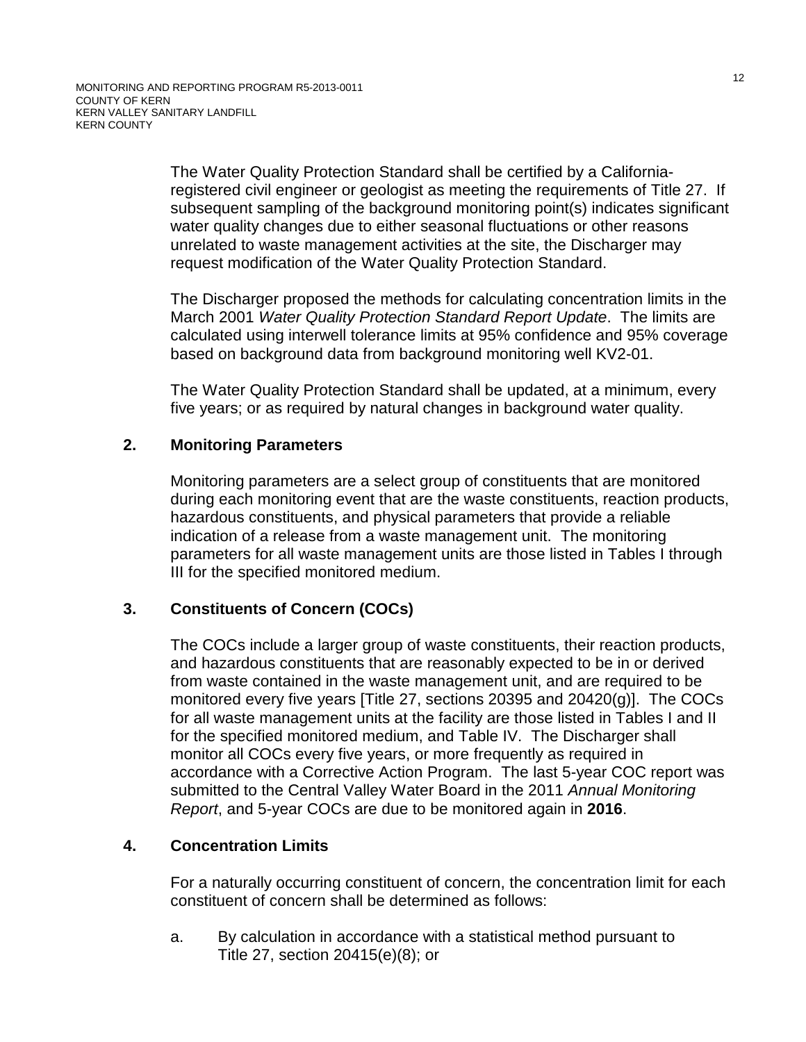The Water Quality Protection Standard shall be certified by a California-registered civil engineer or geologist as meeting the requirements of Title 27. If subsequent sampling of the background monitoring point(s) indicates significant water quality changes due to either seasonal fluctuations or other reasons unrelated to waste management activities at the site, the Discharger may request modification of the Water Quality Protection Standard.

The Discharger proposed the methods for calculating concentration limits in the March 2001 *Water Quality Protection Standard Report Update*. The limits are calculated using interwell tolerance limits at 95% confidence and 95% coverage based on background data from background monitoring well KV2-01.

The Water Quality Protection Standard shall be updated, at a minimum, every five years; or as required by natural changes in background water quality.

### 2. Monitoring Parameters

Monitoring parameters are a select group of constituents that are monitored during each monitoring event that are the waste constituents, reaction products, hazardous constituents, and physical parameters that provide a reliable indication of a release from a waste management unit. The monitoring parameters for all waste management units are those listed in Tables I through III for the specified monitored medium.

### 3. Constituents of Concern (COCs)

The COCs include a larger group of waste constituents, their reaction products, and hazardous constituents that are reasonably expected to be in or derived from waste contained in the waste management unit, and are required to be monitored every five years [Title 27, sections 20395 and 20420(g)]. The COCs for all waste management units at the facility are those listed in Tables I and II for the specified monitored medium, and Table IV. The Discharger shall monitor all COCs every five years, or more frequently as required in accordance with a Corrective Action Program. The last 5-year COC report was submitted to the Central Valley Water Board in the 2011 *Annual Monitoring Report*, and 5-year COCs are due to be monitored again in **2016**.

### 4. Concentration Limits

For a naturally occurring constituent of concern, the concentration limit for each constituent of concern shall be determined as follows:

a. By calculation in accordance with a statistical method pursuant to Title 27, section 20415(e)(8); or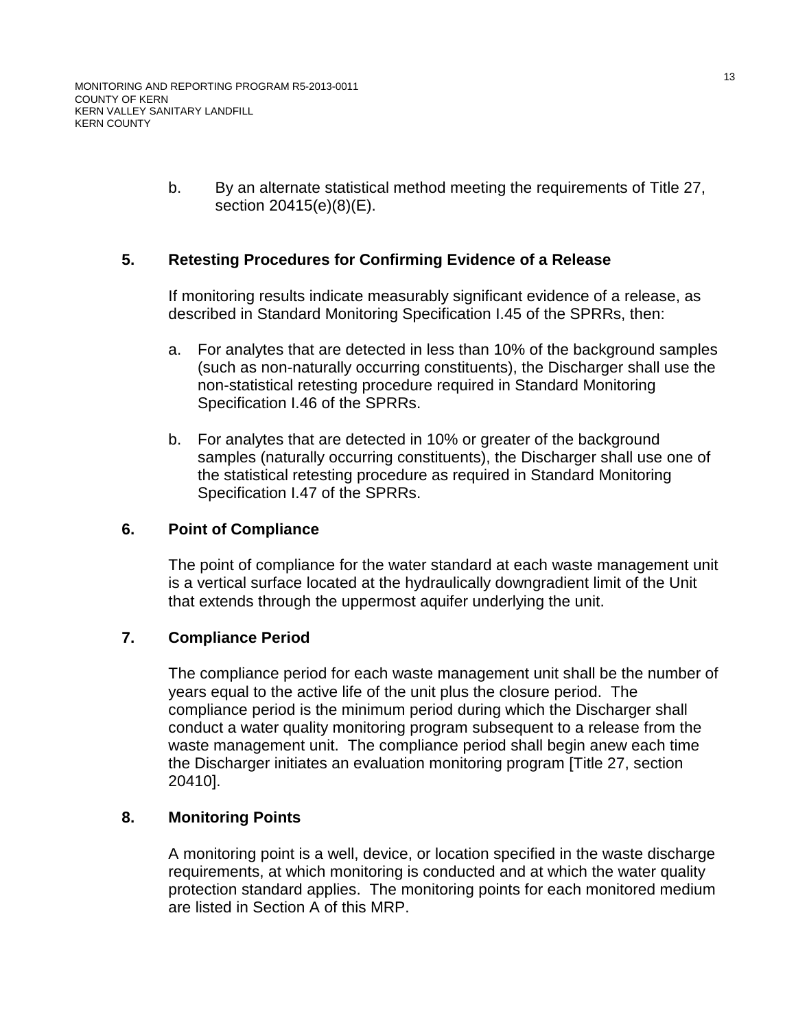b. By an alternate statistical method meeting the requirements of Title 27, section 20415(e)(8)(E).

## 5. Retesting Procedures for Confirming Evidence of a Release

If monitoring results indicate measurably significant evidence of a release, as described in Standard Monitoring Specification I.45 of the SPRRs, then:

a. For analytes that are detected in less than 10% of the background samples (such as non-naturally occurring constituents), the Discharger shall use the non-statistical retesting procedure required in Standard Monitoring Specification I.46 of the SPRRs.

b. For analytes that are detected in 10% or greater of the background samples (naturally occurring constituents), the Discharger shall use one of the statistical retesting procedure as required in Standard Monitoring Specification I.47 of the SPRRs.

## 6. Point of Compliance

The point of compliance for the water standard at each waste management unit is a vertical surface located at the hydraulically downgradient limit of the Unit that extends through the uppermost aquifer underlying the unit.

## 7. Compliance Period

The compliance period for each waste management unit shall be the number of years equal to the active life of the unit plus the closure period. The compliance period is the minimum period during which the Discharger shall conduct a water quality monitoring program subsequent to a release from the waste management unit. The compliance period shall begin anew each time the Discharger initiates an evaluation monitoring program [Title 27, section 20410].

## 8. Monitoring Points

A monitoring point is a well, device, or location specified in the waste discharge requirements, at which monitoring is conducted and at which the water quality protection standard applies. The monitoring points for each monitored medium are listed in Section A of this MRP.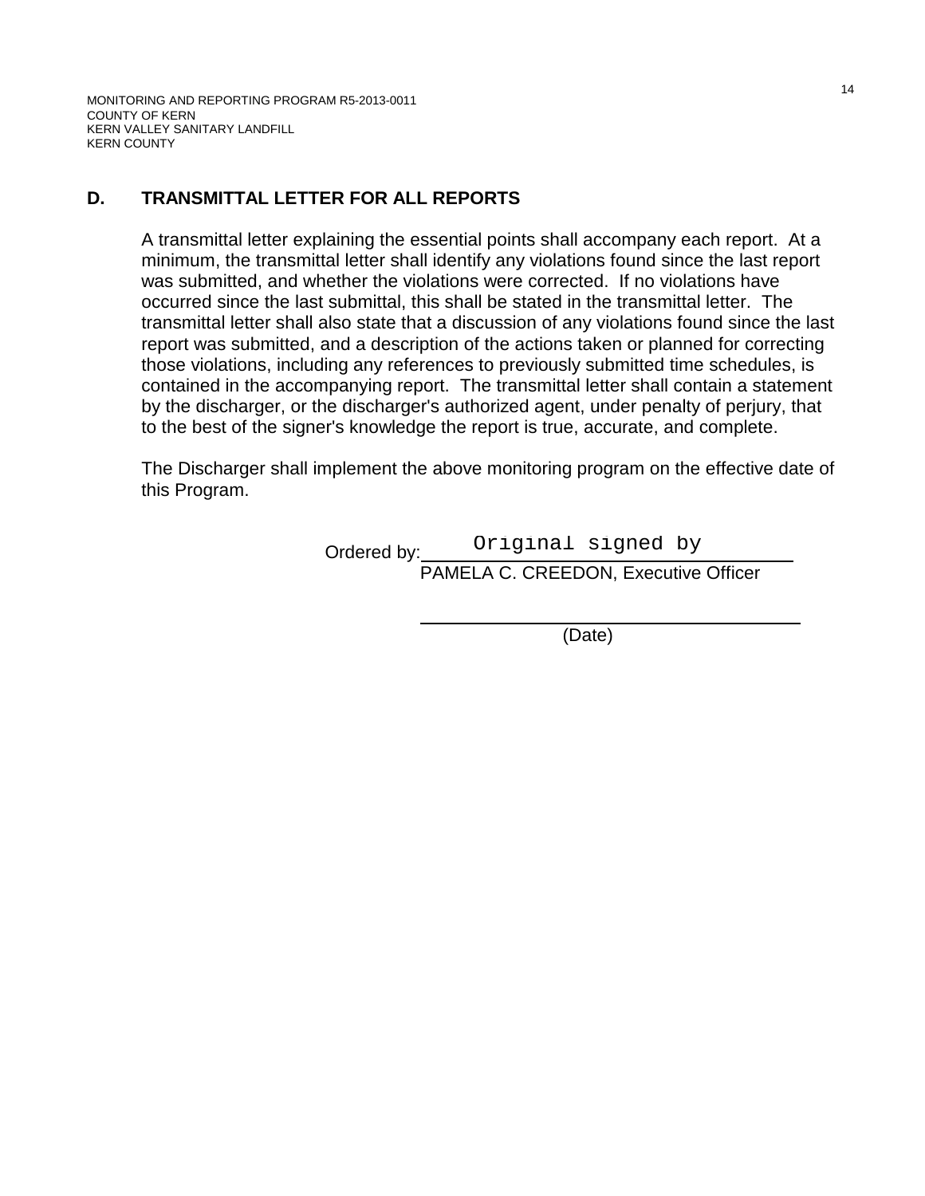## D. TRANSMITTAL LETTER FOR ALL REPORTS

A transmittal letter explaining the essential points shall accompany each report. At a minimum, the transmittal letter shall identify any violations found since the last report was submitted, and whether the violations were corrected. If no violations have occurred since the last submittal, this shall be stated in the transmittal letter. The transmittal letter shall also state that a discussion of any violations found since the last report was submitted, and a description of the actions taken or planned for correcting those violations, including any references to previously submitted time schedules, is contained in the accompanying report. The transmittal letter shall contain a statement by the discharger, or the discharger's authorized agent, under penalty of perjury, that to the best of the signer's knowledge the report is true, accurate, and complete.

The Discharger shall implement the above monitoring program on the effective date of this Program.

Ordered by: Original signed by

PAMELA C. CREEDON, Executive Officer

\_\_\_\_\_\_\_\_\_\_\_\_\_\_\_\_\_\_\_\_\_\_\_\_\_\_\_\_\_\_\_\_\_\_\_\_

(Date)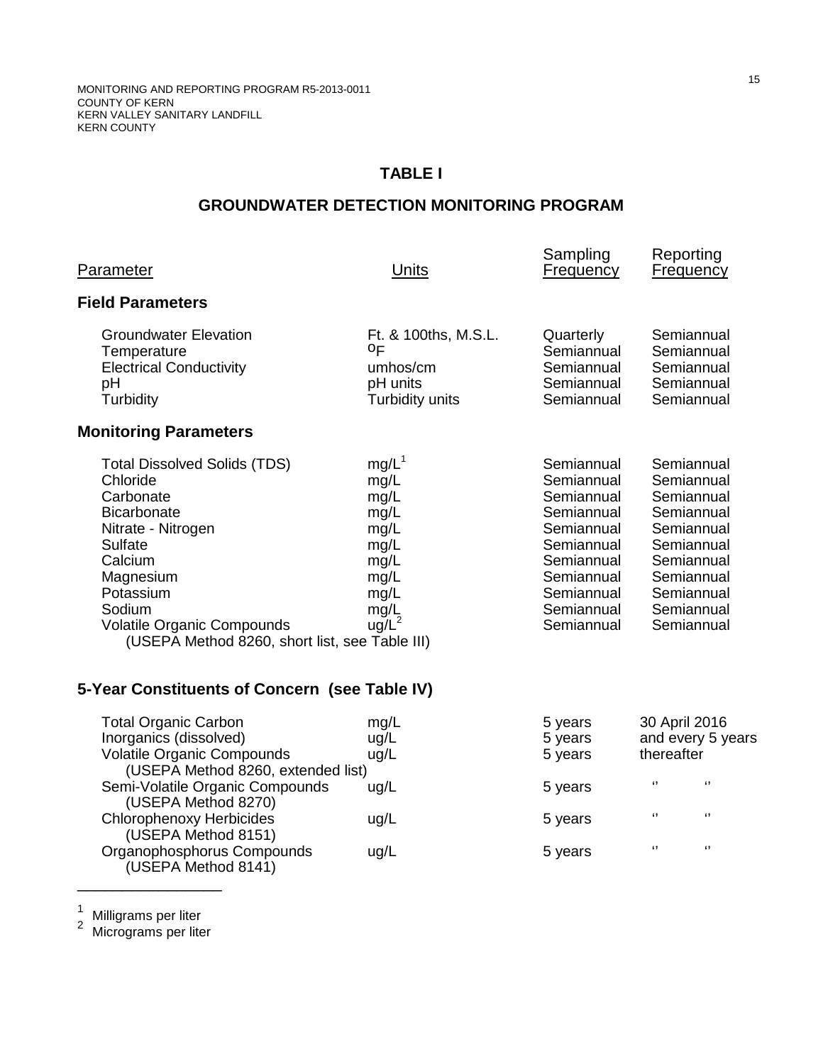MONITORING AND REPORTING PROGRAM R5-2013-0011
COUNTY OF KERN
KERN VALLEY SANITARY LANDFILL
KERN COUNTY

## TABLE I

## GROUNDWATER DETECTION MONITORING PROGRAM

| Parameter | Units | Sampling Frequency | Reporting Frequency |
|---|---|---|---|
| **Field Parameters** | | | |
| Groundwater Elevation | Ft. & 100ths, M.S.L. | Quarterly | Semiannual |
| Temperature | $^oF$ | Semiannual | Semiannual |
| Electrical Conductivity | umhos/cm | Semiannual | Semiannual |
| pH | pH units | Semiannual | Semiannual |
| Turbidity | Turbidity units | Semiannual | Semiannual |
| **Monitoring Parameters** | | | |
| Total Dissolved Solids (TDS) | mg/L[1] | Semiannual | Semiannual |
| Chloride | mg/L | Semiannual | Semiannual |
| Carbonate | mg/L | Semiannual | Semiannual |
| Bicarbonate | mg/L | Semiannual | Semiannual |
| Nitrate - Nitrogen | mg/L | Semiannual | Semiannual |
| Sulfate | mg/L | Semiannual | Semiannual |
| Calcium | mg/L | Semiannual | Semiannual |
| Magnesium | mg/L | Semiannual | Semiannual |
| Potassium | mg/L | Semiannual | Semiannual |
| Sodium | mg/L | Semiannual | Semiannual |
| Volatile Organic Compounds (USEPA Method 8260, short list, see Table III) | ug/L[2] | Semiannual | Semiannual |
| **5-Year Constituents of Concern (see Table IV)** | | | |
| Total Organic Carbon | mg/L | 5 years | 30 April 2016 |
| Inorganics (dissolved) | ug/L | 5 years | and every 5 years |
| Volatile Organic Compounds (USEPA Method 8260, extended list) | ug/L | 5 years | thereafter |
| Semi-Volatile Organic Compounds (USEPA Method 8270) | ug/L | 5 years | " " |
| Chlorophenoxy Herbicides (USEPA Method 8151) | ug/L | 5 years | " " |
| Organophosphorus Compounds (USEPA Method 8141) | ug/L | 5 years | " " |

---

[1] Milligrams per liter
[2] Micrograms per liter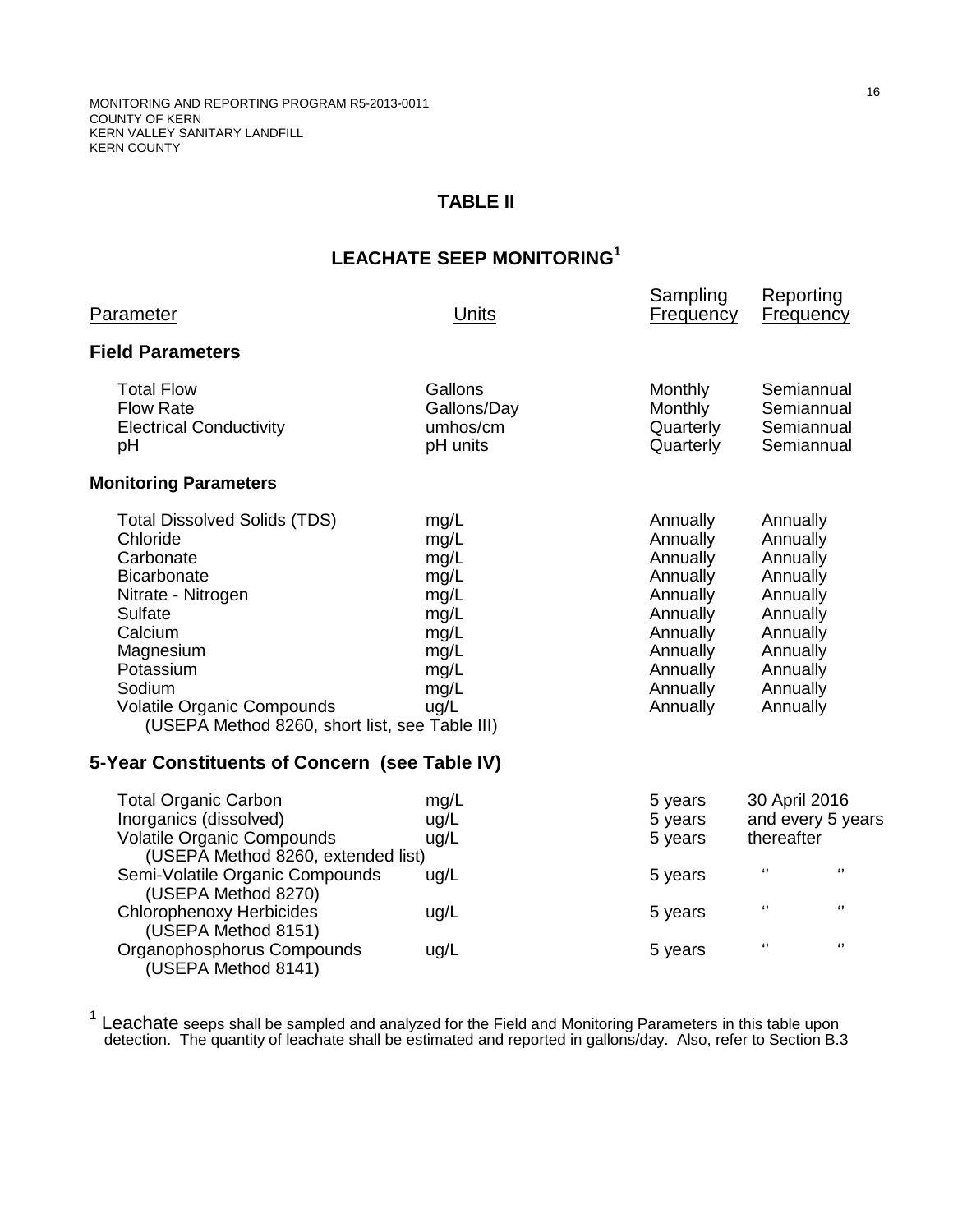MONITORING AND REPORTING PROGRAM R5-2013-0011
COUNTY OF KERN
KERN VALLEY SANITARY LANDFILL
KERN COUNTY

## TABLE II

## LEACHATE SEEP MONITORING[1]

| Parameter | Units | Sampling Frequency | Reporting Frequency |
|---|---|---|---|
| **Field Parameters** | | | |
| Total Flow | Gallons | Monthly | Semiannual |
| Flow Rate | Gallons/Day | Monthly | Semiannual |
| Electrical Conductivity | umhos/cm | Quarterly | Semiannual |
| pH | pH units | Quarterly | Semiannual |
| **Monitoring Parameters** | | | |
| Total Dissolved Solids (TDS) | mg/L | Annually | Annually |
| Chloride | mg/L | Annually | Annually |
| Carbonate | mg/L | Annually | Annually |
| Bicarbonate | mg/L | Annually | Annually |
| Nitrate - Nitrogen | mg/L | Annually | Annually |
| Sulfate | mg/L | Annually | Annually |
| Calcium | mg/L | Annually | Annually |
| Magnesium | mg/L | Annually | Annually |
| Potassium | mg/L | Annually | Annually |
| Sodium | mg/L | Annually | Annually |
| Volatile Organic Compounds (USEPA Method 8260, short list, see Table III) | ug/L | Annually | Annually |
| **5-Year Constituents of Concern (see Table IV)** | | | |
| Total Organic Carbon | mg/L | 5 years | 30 April 2016 |
| Inorganics (dissolved) | ug/L | 5 years | and every 5 years |
| Volatile Organic Compounds (USEPA Method 8260, extended list) | ug/L | 5 years | thereafter |
| Semi-Volatile Organic Compounds (USEPA Method 8270) | ug/L | 5 years | " " |
| Chlorophenoxy Herbicides (USEPA Method 8151) | ug/L | 5 years | " " |
| Organophosphorus Compounds (USEPA Method 8141) | ug/L | 5 years | " " |

[1] Leachate seeps shall be sampled and analyzed for the Field and Monitoring Parameters in this table upon detection. The quantity of leachate shall be estimated and reported in gallons/day. Also, refer to Section B.3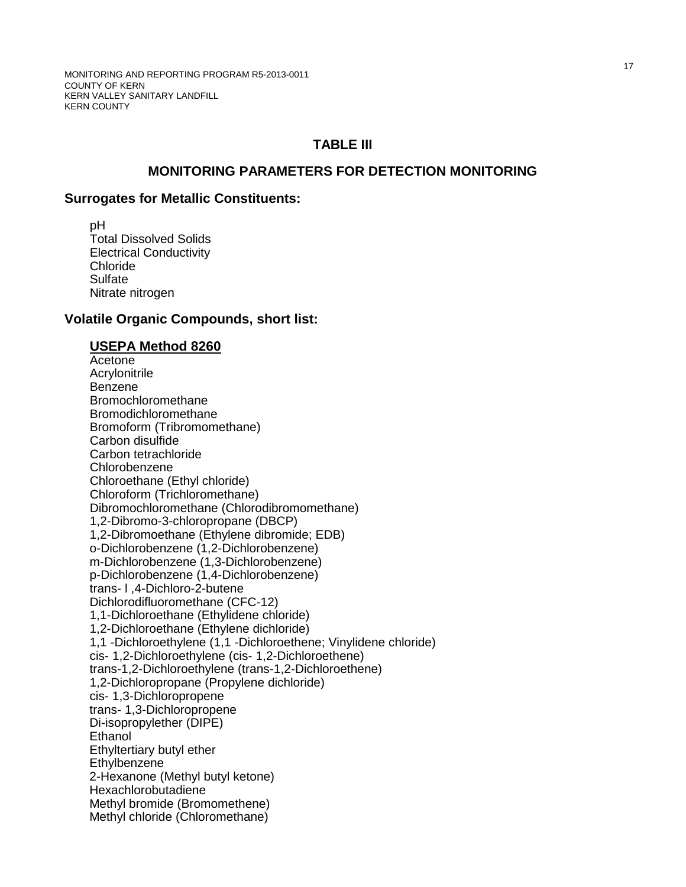## TABLE III

## MONITORING PARAMETERS FOR DETECTION MONITORING

### Surrogates for Metallic Constituents:

pH
Total Dissolved Solids
Electrical Conductivity
Chloride
Sulfate
Nitrate nitrogen

### Volatile Organic Compounds, short list:

**USEPA Method 8260**

Acetone
Acrylonitrile
Benzene
Bromochloromethane
Bromodichloromethane
Bromoform (Tribromomethane)
Carbon disulfide
Carbon tetrachloride
Chlorobenzene
Chloroethane (Ethyl chloride)
Chloroform (Trichloromethane)
Dibromochloromethane (Chlorodibromomethane)
1,2-Dibromo-3-chloropropane (DBCP)
1,2-Dibromoethane (Ethylene dibromide; EDB)
o-Dichlorobenzene (1,2-Dichlorobenzene)
m-Dichlorobenzene (1,3-Dichlorobenzene)
p-Dichlorobenzene (1,4-Dichlorobenzene)
trans- l ,4-Dichloro-2-butene
Dichlorodifluoromethane (CFC-12)
1,1-Dichloroethane (Ethylidene chloride)
1,2-Dichloroethane (Ethylene dichloride)
1,1 -Dichloroethylene (1,1 -Dichloroethene; Vinylidene chloride)
cis- 1,2-Dichloroethylene (cis- 1,2-Dichloroethene)
trans-1,2-Dichloroethylene (trans-1,2-Dichloroethene)
1,2-Dichloropropane (Propylene dichloride)
cis- 1,3-Dichloropropene
trans- 1,3-Dichloropropene
Di-isopropylether (DIPE)
Ethanol
Ethyltertiary butyl ether
Ethylbenzene
2-Hexanone (Methyl butyl ketone)
Hexachlorobutadiene
Methyl bromide (Bromomethene)
Methyl chloride (Chloromethane)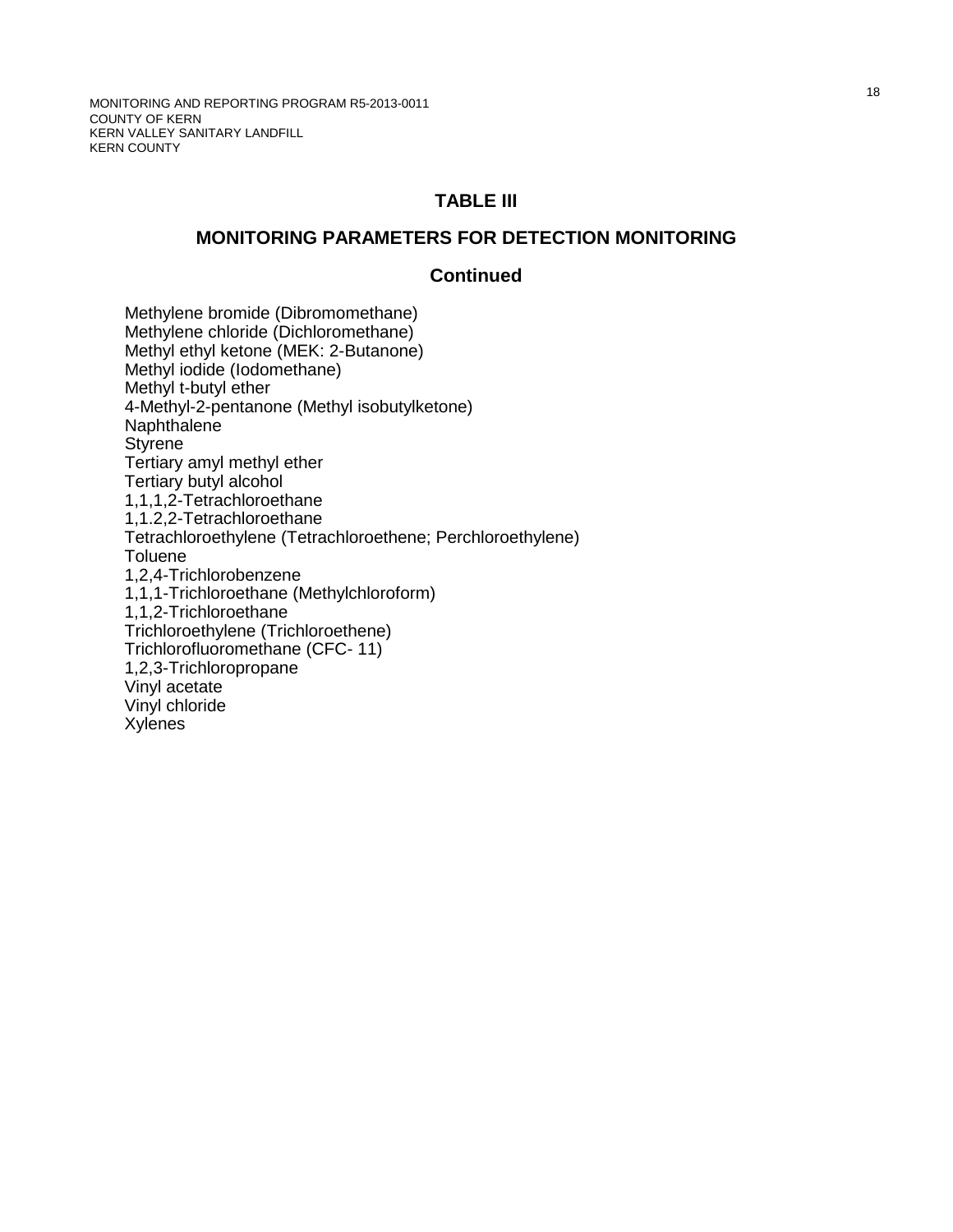## TABLE III

## MONITORING PARAMETERS FOR DETECTION MONITORING

### Continued

Methylene bromide (Dibromomethane)
Methylene chloride (Dichloromethane)
Methyl ethyl ketone (MEK: 2-Butanone)
Methyl iodide (Iodomethane)
Methyl t-butyl ether
4-Methyl-2-pentanone (Methyl isobutylketone)
Naphthalene
Styrene
Tertiary amyl methyl ether
Tertiary butyl alcohol
1,1,1,2-Tetrachloroethane
1,1.2,2-Tetrachloroethane
Tetrachloroethylene (Tetrachloroethene; Perchloroethylene)
Toluene
1,2,4-Trichlorobenzene
1,1,1-Trichloroethane (Methylchloroform)
1,1,2-Trichloroethane
Trichloroethylene (Trichloroethene)
Trichlorofluoromethane (CFC- 11)
1,2,3-Trichloropropane
Vinyl acetate
Vinyl chloride
Xylenes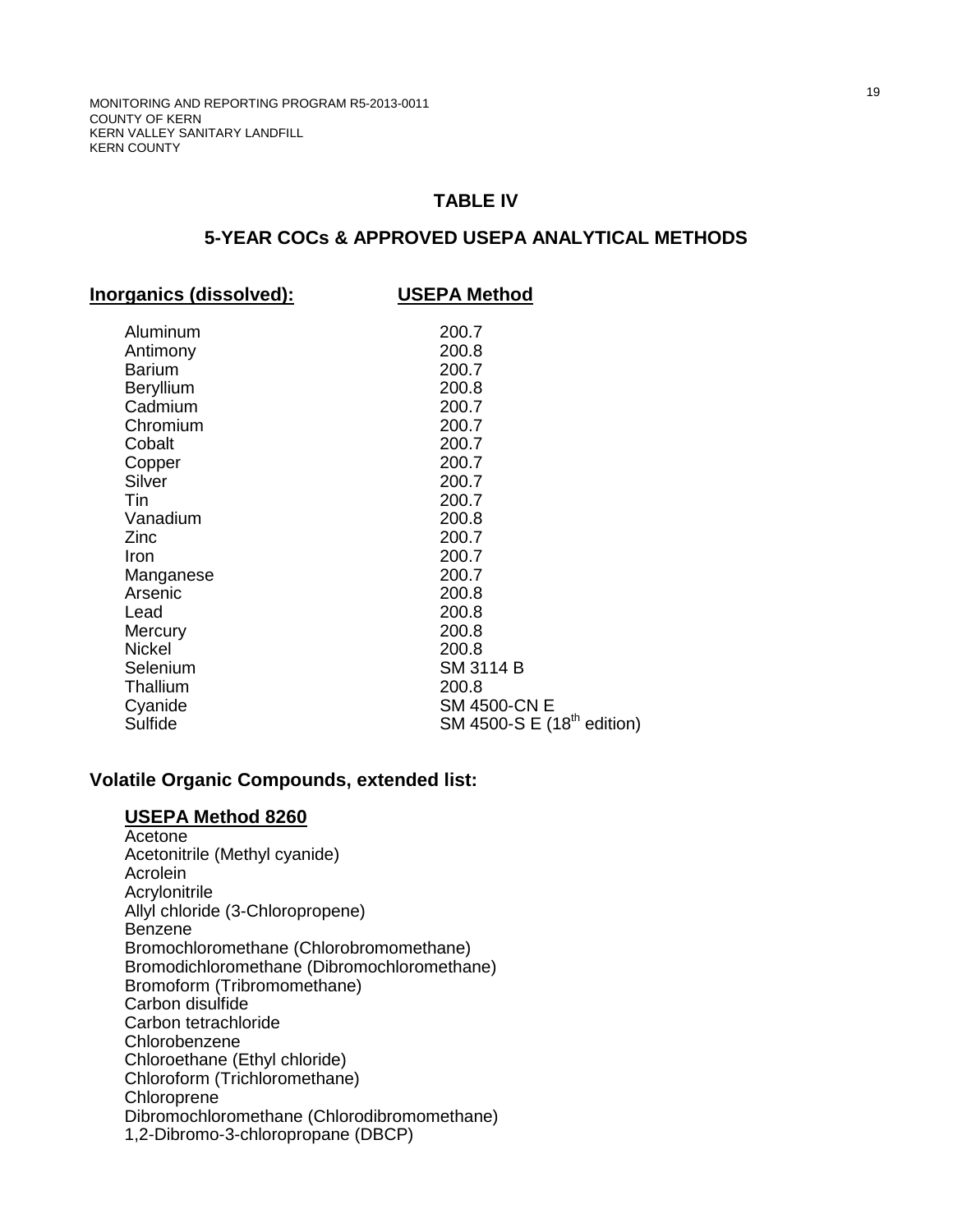MONITORING AND REPORTING PROGRAM R5-2013-0011
COUNTY OF KERN
KERN VALLEY SANITARY LANDFILL
KERN COUNTY

## TABLE IV

## 5-YEAR COCs & APPROVED USEPA ANALYTICAL METHODS

| **Inorganics (dissolved):** | **USEPA Method** |
|---|---|
| Aluminum | 200.7 |
| Antimony | 200.8 |
| Barium | 200.7 |
| Beryllium | 200.8 |
| Cadmium | 200.7 |
| Chromium | 200.7 |
| Cobalt | 200.7 |
| Copper | 200.7 |
| Silver | 200.7 |
| Tin | 200.7 |
| Vanadium | 200.8 |
| Zinc | 200.7 |
| Iron | 200.7 |
| Manganese | 200.7 |
| Arsenic | 200.8 |
| Lead | 200.8 |
| Mercury | 200.8 |
| Nickel | 200.8 |
| Selenium | SM 3114 B |
| Thallium | 200.8 |
| Cyanide | SM 4500-CN E |
| Sulfide | SM 4500-S E (18th edition) |

### Volatile Organic Compounds, extended list:

**USEPA Method 8260**

Acetone
Acetonitrile (Methyl cyanide)
Acrolein
Acrylonitrile
Allyl chloride (3-Chloropropene)
Benzene
Bromochloromethane (Chlorobromomethane)
Bromodichloromethane (Dibromochloromethane)
Bromoform (Tribromomethane)
Carbon disulfide
Carbon tetrachloride
Chlorobenzene
Chloroethane (Ethyl chloride)
Chloroform (Trichloromethane)
Chloroprene
Dibromochloromethane (Chlorodibromomethane)
1,2-Dibromo-3-chloropropane (DBCP)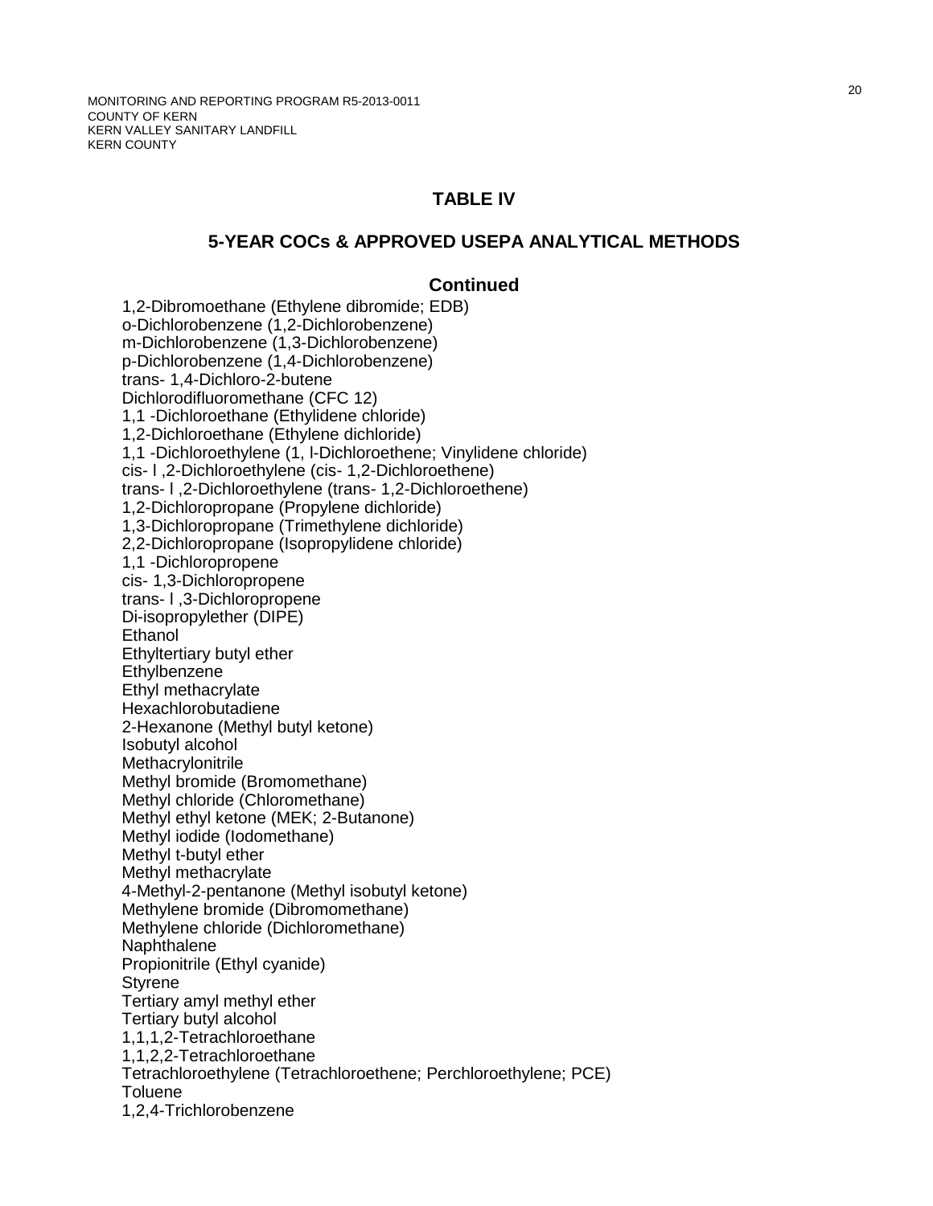MONITORING AND REPORTING PROGRAM R5-2013-0011
COUNTY OF KERN
KERN VALLEY SANITARY LANDFILL
KERN COUNTY

## TABLE IV

## 5-YEAR COCs & APPROVED USEPA ANALYTICAL METHODS

### Continued

1,2-Dibromoethane (Ethylene dibromide; EDB)
o-Dichlorobenzene (1,2-Dichlorobenzene)
m-Dichlorobenzene (1,3-Dichlorobenzene)
p-Dichlorobenzene (1,4-Dichlorobenzene)
trans- 1,4-Dichloro-2-butene
Dichlorodifluoromethane (CFC 12)
1,1 -Dichloroethane (Ethylidene chloride)
1,2-Dichloroethane (Ethylene dichloride)
1,1 -Dichloroethylene (1, l-Dichloroethene; Vinylidene chloride)
cis- l ,2-Dichloroethylene (cis- 1,2-Dichloroethene)
trans- l ,2-Dichloroethylene (trans- 1,2-Dichloroethene)
1,2-Dichloropropane (Propylene dichloride)
1,3-Dichloropropane (Trimethylene dichloride)
2,2-Dichloropropane (Isopropylidene chloride)
1,1 -Dichloropropene
cis- 1,3-Dichloropropene
trans- l ,3-Dichloropropene
Di-isopropylether (DIPE)
Ethanol
Ethyltertiary butyl ether
Ethylbenzene
Ethyl methacrylate
Hexachlorobutadiene
2-Hexanone (Methyl butyl ketone)
Isobutyl alcohol
Methacrylonitrile
Methyl bromide (Bromomethane)
Methyl chloride (Chloromethane)
Methyl ethyl ketone (MEK; 2-Butanone)
Methyl iodide (Iodomethane)
Methyl t-butyl ether
Methyl methacrylate
4-Methyl-2-pentanone (Methyl isobutyl ketone)
Methylene bromide (Dibromomethane)
Methylene chloride (Dichloromethane)
Naphthalene
Propionitrile (Ethyl cyanide)
Styrene
Tertiary amyl methyl ether
Tertiary butyl alcohol
1,1,1,2-Tetrachloroethane
1,1,2,2-Tetrachloroethane
Tetrachloroethylene (Tetrachloroethene; Perchloroethylene; PCE)
Toluene
1,2,4-Trichlorobenzene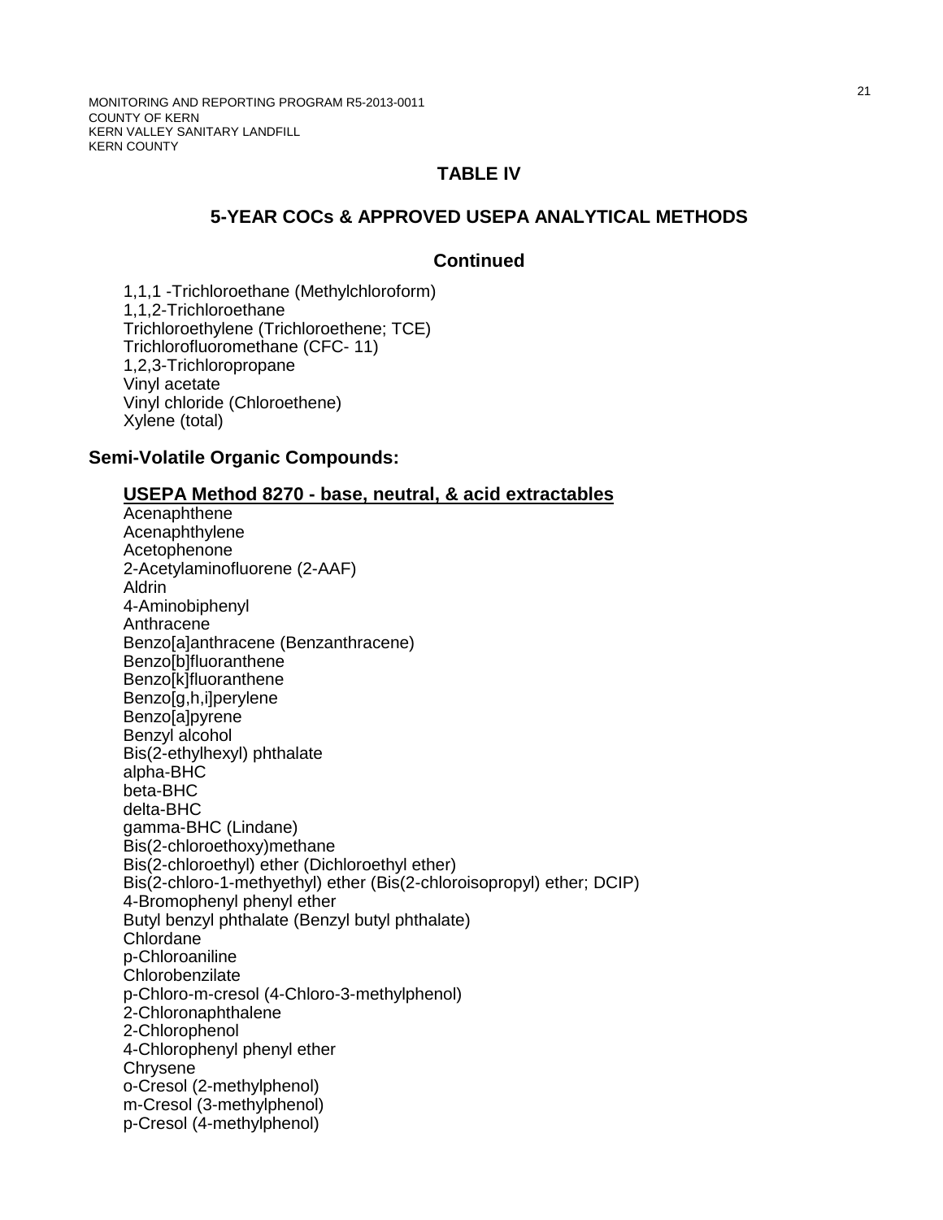## TABLE IV

## 5-YEAR COCs & APPROVED USEPA ANALYTICAL METHODS

## Continued

1,1,1 -Trichloroethane (Methylchloroform)
1,1,2-Trichloroethane
Trichloroethylene (Trichloroethene; TCE)
Trichlorofluoromethane (CFC- 11)
1,2,3-Trichloropropane
Vinyl acetate
Vinyl chloride (Chloroethene)
Xylene (total)

### Semi-Volatile Organic Compounds:

**USEPA Method 8270 - base, neutral, & acid extractables**

Acenaphthene
Acenaphthylene
Acetophenone
2-Acetylaminofluorene (2-AAF)
Aldrin
4-Aminobiphenyl
Anthracene
Benzo[a]anthracene (Benzanthracene)
Benzo[b]fluoranthene
Benzo[k]fluoranthene
Benzo[g,h,i]perylene
Benzo[a]pyrene
Benzyl alcohol
Bis(2-ethylhexyl) phthalate
alpha-BHC
beta-BHC
delta-BHC
gamma-BHC (Lindane)
Bis(2-chloroethoxy)methane
Bis(2-chloroethyl) ether (Dichloroethyl ether)
Bis(2-chloro-1-methyethyl) ether (Bis(2-chloroisopropyl) ether; DCIP)
4-Bromophenyl phenyl ether
Butyl benzyl phthalate (Benzyl butyl phthalate)
Chlordane
p-Chloroaniline
Chlorobenzilate
p-Chloro-m-cresol (4-Chloro-3-methylphenol)
2-Chloronaphthalene
2-Chlorophenol
4-Chlorophenyl phenyl ether
Chrysene
o-Cresol (2-methylphenol)
m-Cresol (3-methylphenol)
p-Cresol (4-methylphenol)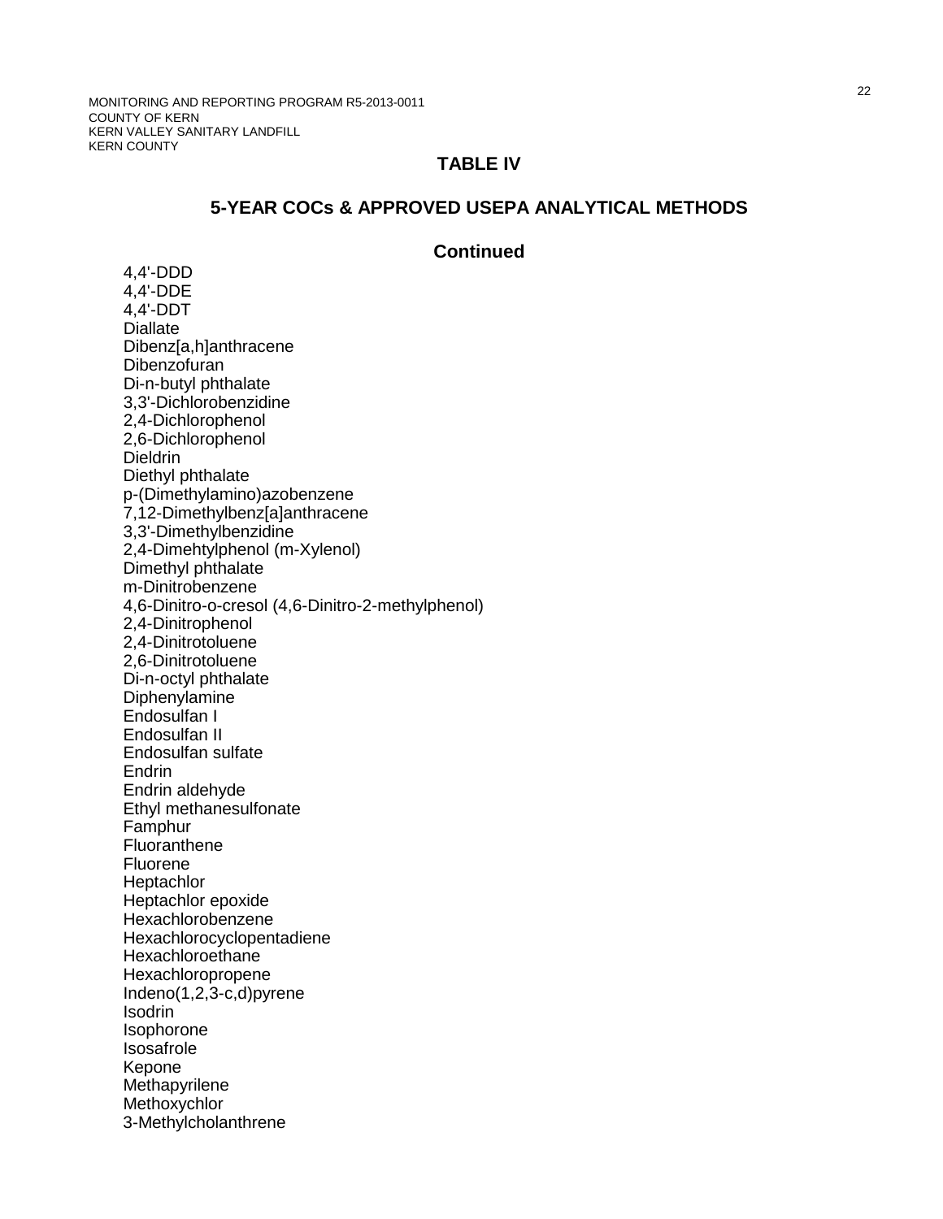MONITORING AND REPORTING PROGRAM R5-2013-0011
COUNTY OF KERN
KERN VALLEY SANITARY LANDFILL
KERN COUNTY

## TABLE IV

## 5-YEAR COCs & APPROVED USEPA ANALYTICAL METHODS

### Continued

4,4'-DDD
4,4'-DDE
4,4'-DDT
Diallate
Dibenz[a,h]anthracene
Dibenzofuran
Di-n-butyl phthalate
3,3'-Dichlorobenzidine
2,4-Dichlorophenol
2,6-Dichlorophenol
Dieldrin
Diethyl phthalate
p-(Dimethylamino)azobenzene
7,12-Dimethylbenz[a]anthracene
3,3'-Dimethylbenzidine
2,4-Dimehtylphenol (m-Xylenol)
Dimethyl phthalate
m-Dinitrobenzene
4,6-Dinitro-o-cresol (4,6-Dinitro-2-methylphenol)
2,4-Dinitrophenol
2,4-Dinitrotoluene
2,6-Dinitrotoluene
Di-n-octyl phthalate
Diphenylamine
Endosulfan I
Endosulfan II
Endosulfan sulfate
Endrin
Endrin aldehyde
Ethyl methanesulfonate
Famphur
Fluoranthene
Fluorene
Heptachlor
Heptachlor epoxide
Hexachlorobenzene
Hexachlorocyclopentadiene
Hexachloroethane
Hexachloropropene
Indeno(1,2,3-c,d)pyrene
Isodrin
Isophorone
Isosafrole
Kepone
Methapyrilene
Methoxychlor
3-Methylcholanthrene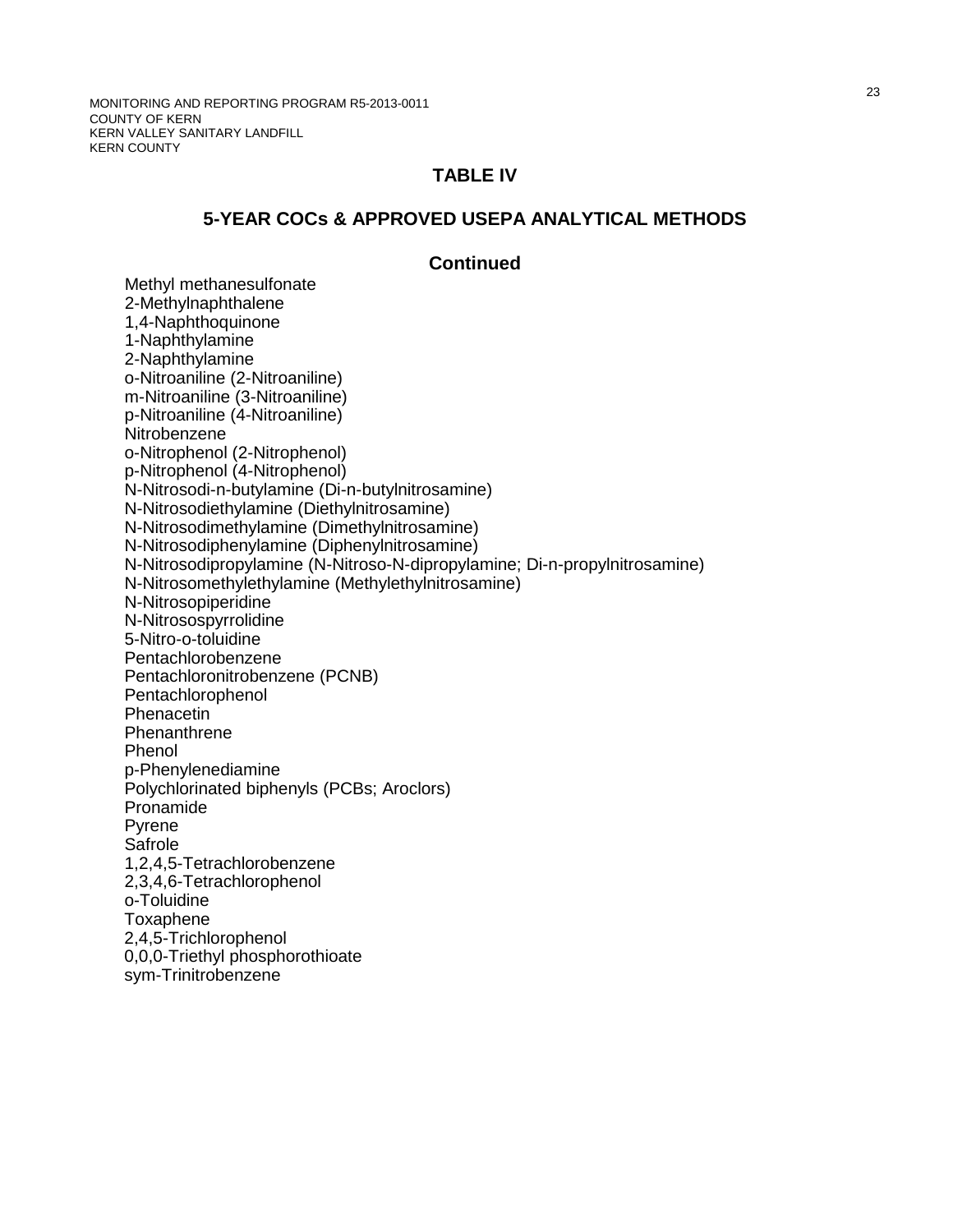## TABLE IV

## 5-YEAR COCs & APPROVED USEPA ANALYTICAL METHODS

### Continued

Methyl methanesulfonate
2-Methylnaphthalene
1,4-Naphthoquinone
1-Naphthylamine
2-Naphthylamine
o-Nitroaniline (2-Nitroaniline)
m-Nitroaniline (3-Nitroaniline)
p-Nitroaniline (4-Nitroaniline)
Nitrobenzene
o-Nitrophenol (2-Nitrophenol)
p-Nitrophenol (4-Nitrophenol)
N-Nitrosodi-n-butylamine (Di-n-butylnitrosamine)
N-Nitrosodiethylamine (Diethylnitrosamine)
N-Nitrosodimethylamine (Dimethylnitrosamine)
N-Nitrosodiphenylamine (Diphenylnitrosamine)
N-Nitrosodipropylamine (N-Nitroso-N-dipropylamine; Di-n-propylnitrosamine)
N-Nitrosomethylethylamine (Methylethylnitrosamine)
N-Nitrosopiperidine
N-Nitrosospyrrolidine
5-Nitro-o-toluidine
Pentachlorobenzene
Pentachloronitrobenzene (PCNB)
Pentachlorophenol
Phenacetin
Phenanthrene
Phenol
p-Phenylenediamine
Polychlorinated biphenyls (PCBs; Aroclors)
Pronamide
Pyrene
Safrole
1,2,4,5-Tetrachlorobenzene
2,3,4,6-Tetrachlorophenol
o-Toluidine
Toxaphene
2,4,5-Trichlorophenol
0,0,0-Triethyl phosphorothioate
sym-Trinitrobenzene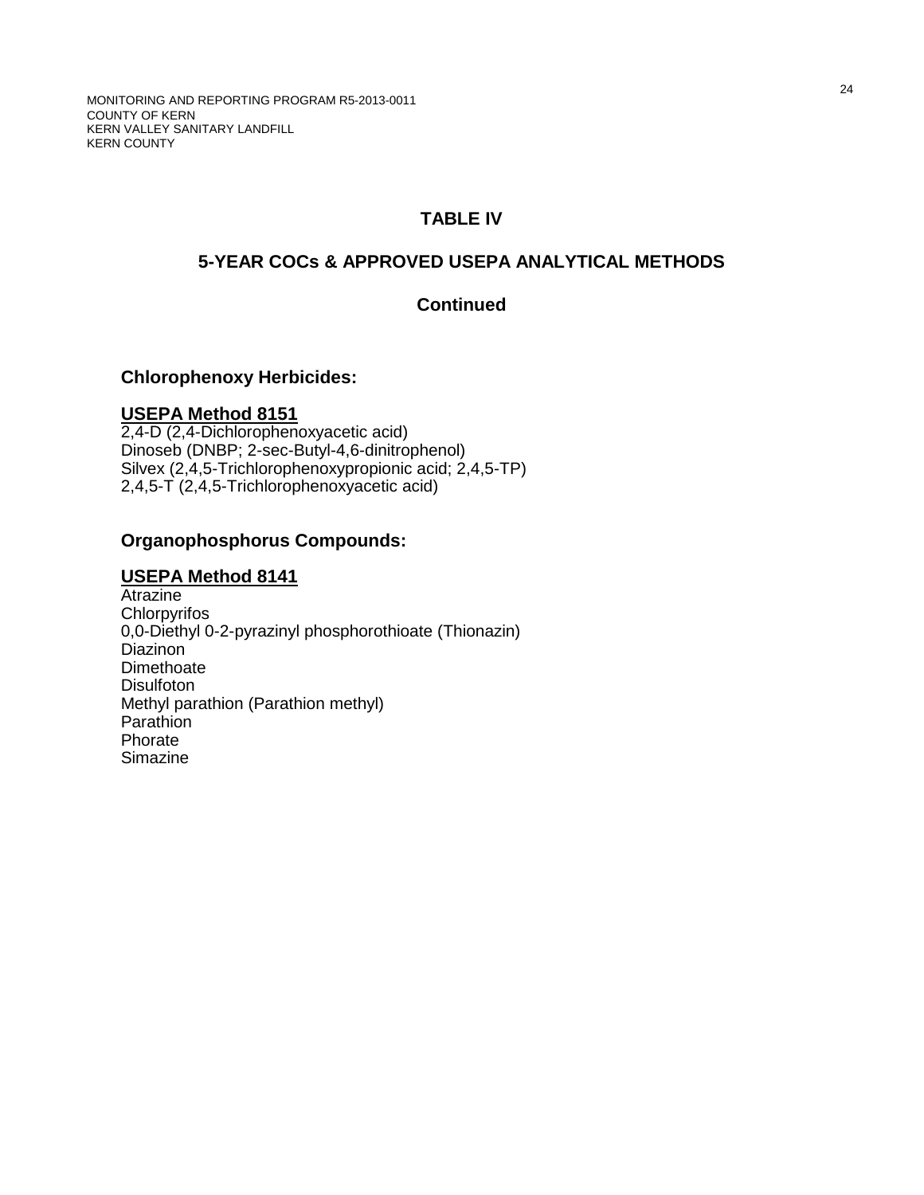## TABLE IV

## 5-YEAR COCs & APPROVED USEPA ANALYTICAL METHODS

## Continued

### Chlorophenoxy Herbicides:

**USEPA Method 8151**

2,4-D (2,4-Dichlorophenoxyacetic acid)
Dinoseb (DNBP; 2-sec-Butyl-4,6-dinitrophenol)
Silvex (2,4,5-Trichlorophenoxypropionic acid; 2,4,5-TP)
2,4,5-T (2,4,5-Trichlorophenoxyacetic acid)

### Organophosphorus Compounds:

**USEPA Method 8141**

Atrazine
Chlorpyrifos
0,0-Diethyl 0-2-pyrazinyl phosphorothioate (Thionazin)
Diazinon
Dimethoate
Disulfoton
Methyl parathion (Parathion methyl)
Parathion
Phorate
Simazine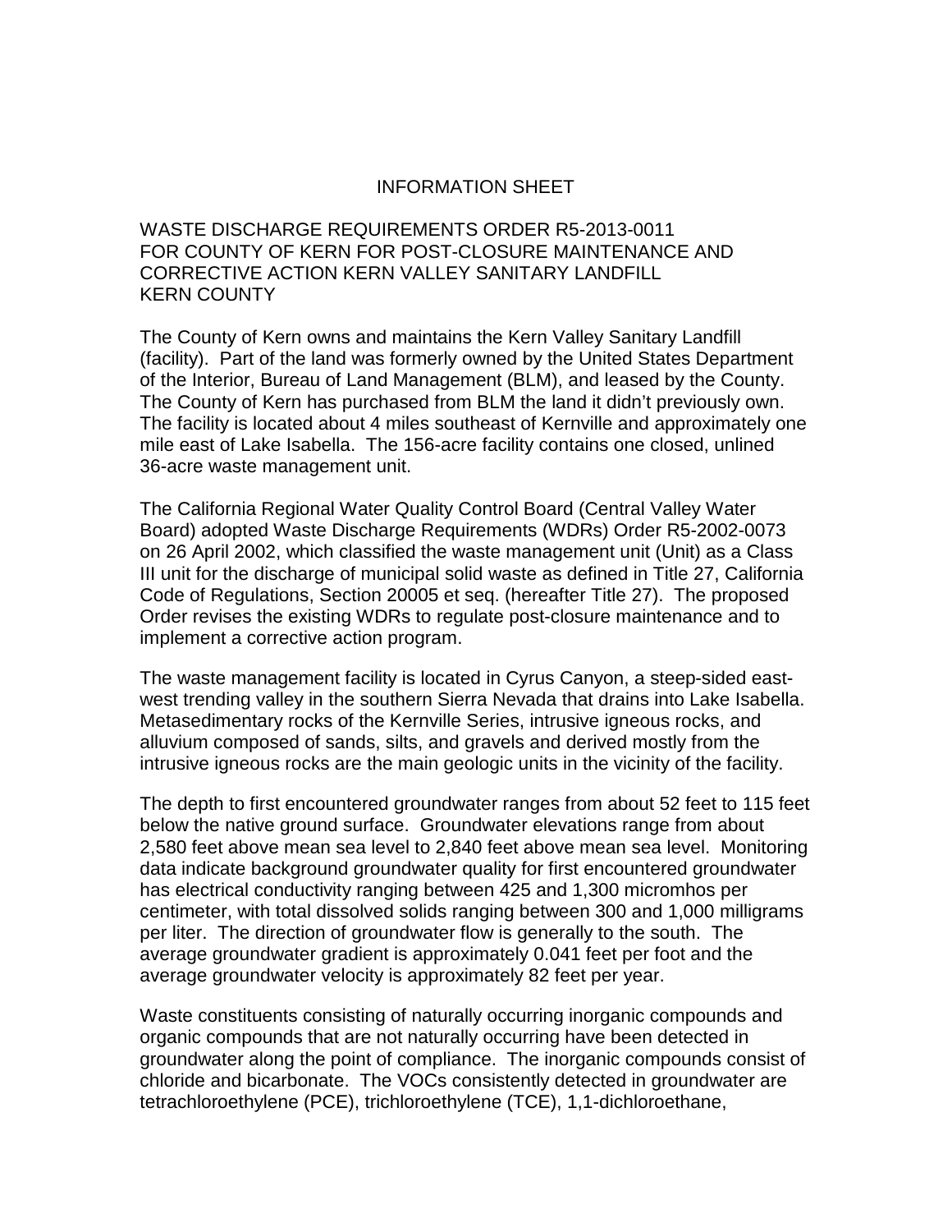# INFORMATION SHEET

## WASTE DISCHARGE REQUIREMENTS ORDER R5-2013-0011 FOR COUNTY OF KERN FOR POST-CLOSURE MAINTENANCE AND CORRECTIVE ACTION KERN VALLEY SANITARY LANDFILL KERN COUNTY

The County of Kern owns and maintains the Kern Valley Sanitary Landfill (facility). Part of the land was formerly owned by the United States Department of the Interior, Bureau of Land Management (BLM), and leased by the County. The County of Kern has purchased from BLM the land it didn't previously own. The facility is located about 4 miles southeast of Kernville and approximately one mile east of Lake Isabella. The 156-acre facility contains one closed, unlined 36-acre waste management unit.

The California Regional Water Quality Control Board (Central Valley Water Board) adopted Waste Discharge Requirements (WDRs) Order R5-2002-0073 on 26 April 2002, which classified the waste management unit (Unit) as a Class III unit for the discharge of municipal solid waste as defined in Title 27, California Code of Regulations, Section 20005 et seq. (hereafter Title 27). The proposed Order revises the existing WDRs to regulate post-closure maintenance and to implement a corrective action program.

The waste management facility is located in Cyrus Canyon, a steep-sided east-west trending valley in the southern Sierra Nevada that drains into Lake Isabella. Metasedimentary rocks of the Kernville Series, intrusive igneous rocks, and alluvium composed of sands, silts, and gravels and derived mostly from the intrusive igneous rocks are the main geologic units in the vicinity of the facility.

The depth to first encountered groundwater ranges from about 52 feet to 115 feet below the native ground surface. Groundwater elevations range from about 2,580 feet above mean sea level to 2,840 feet above mean sea level. Monitoring data indicate background groundwater quality for first encountered groundwater has electrical conductivity ranging between 425 and 1,300 micromhos per centimeter, with total dissolved solids ranging between 300 and 1,000 milligrams per liter. The direction of groundwater flow is generally to the south. The average groundwater gradient is approximately 0.041 feet per foot and the average groundwater velocity is approximately 82 feet per year.

Waste constituents consisting of naturally occurring inorganic compounds and organic compounds that are not naturally occurring have been detected in groundwater along the point of compliance. The inorganic compounds consist of chloride and bicarbonate. The VOCs consistently detected in groundwater are tetrachloroethylene (PCE), trichloroethylene (TCE), 1,1-dichloroethane,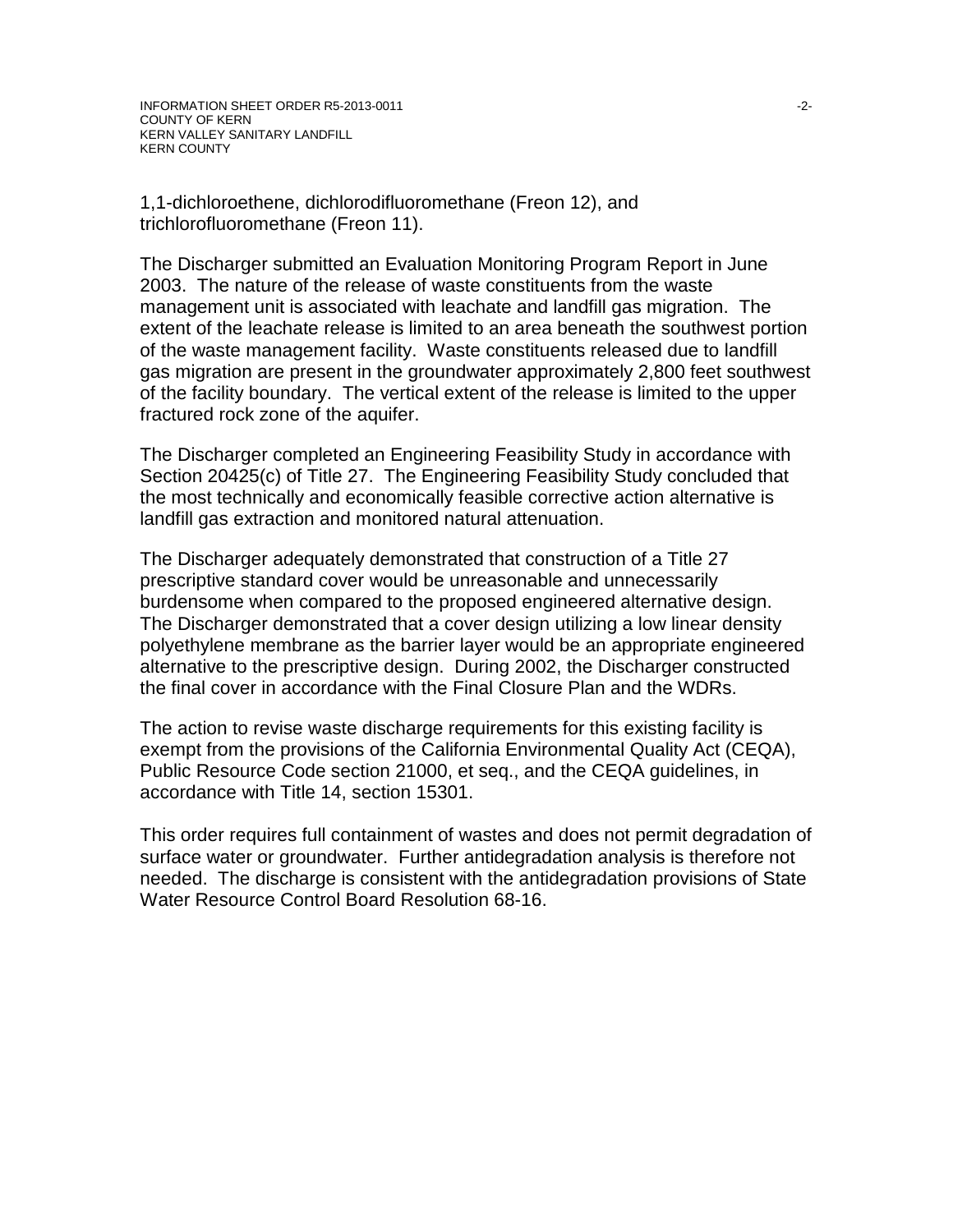1,1-dichloroethene, dichlorodifluoromethane (Freon 12), and trichlorofluoromethane (Freon 11).

The Discharger submitted an Evaluation Monitoring Program Report in June 2003. The nature of the release of waste constituents from the waste management unit is associated with leachate and landfill gas migration. The extent of the leachate release is limited to an area beneath the southwest portion of the waste management facility. Waste constituents released due to landfill gas migration are present in the groundwater approximately 2,800 feet southwest of the facility boundary. The vertical extent of the release is limited to the upper fractured rock zone of the aquifer.

The Discharger completed an Engineering Feasibility Study in accordance with Section 20425(c) of Title 27. The Engineering Feasibility Study concluded that the most technically and economically feasible corrective action alternative is landfill gas extraction and monitored natural attenuation.

The Discharger adequately demonstrated that construction of a Title 27 prescriptive standard cover would be unreasonable and unnecessarily burdensome when compared to the proposed engineered alternative design. The Discharger demonstrated that a cover design utilizing a low linear density polyethylene membrane as the barrier layer would be an appropriate engineered alternative to the prescriptive design. During 2002, the Discharger constructed the final cover in accordance with the Final Closure Plan and the WDRs.

The action to revise waste discharge requirements for this existing facility is exempt from the provisions of the California Environmental Quality Act (CEQA), Public Resource Code section 21000, et seq., and the CEQA guidelines, in accordance with Title 14, section 15301.

This order requires full containment of wastes and does not permit degradation of surface water or groundwater. Further antidegradation analysis is therefore not needed. The discharge is consistent with the antidegradation provisions of State Water Resource Control Board Resolution 68-16.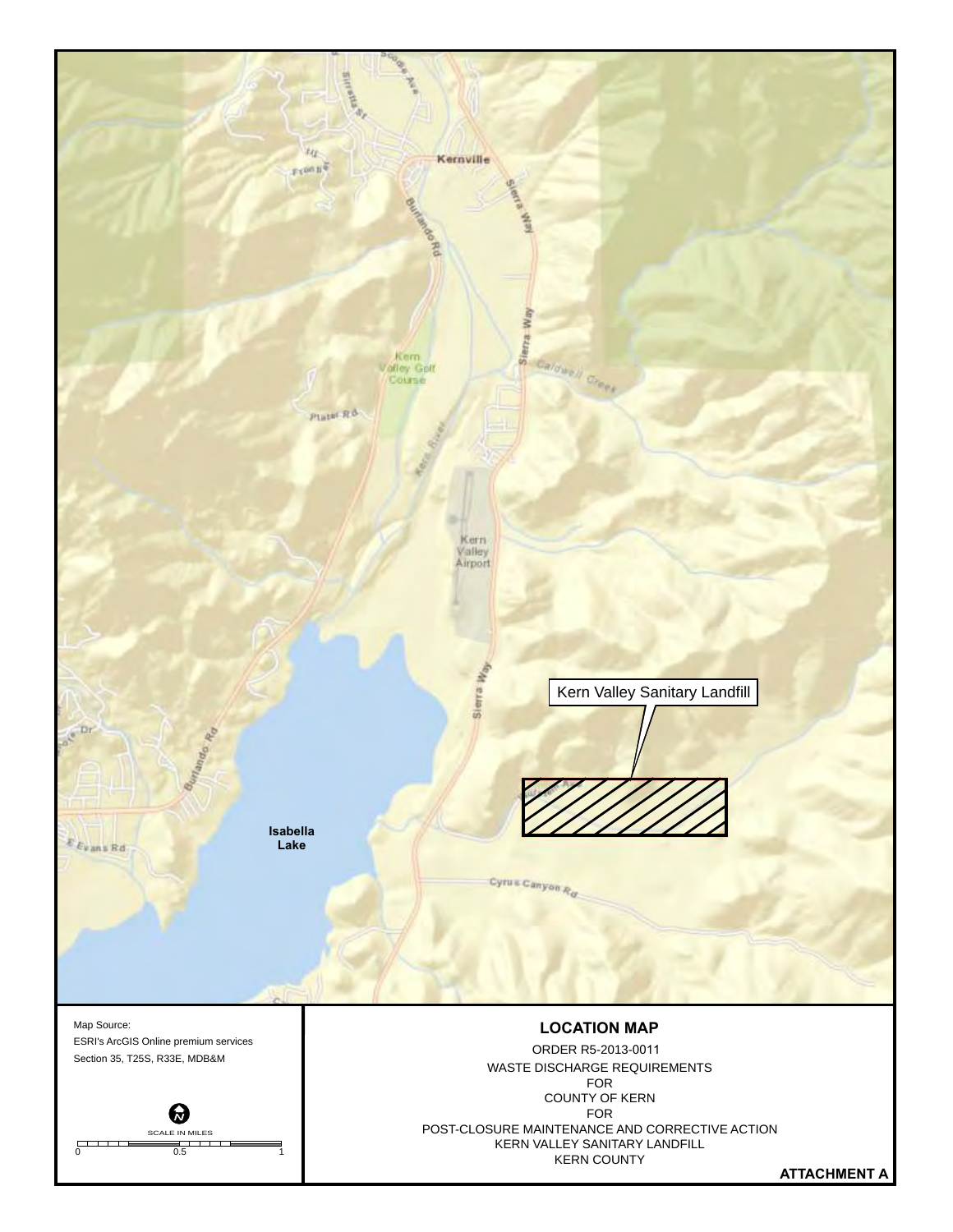Kern Valley Sanitary Landfill

Isabella Lake

Kernville

Map Source:
ESRI's ArcGIS Online premium services
Section 35, T25S, R33E, MDB&M

SCALE IN MILES

0 0.5 1

## LOCATION MAP

ORDER R5-2013-0011
WASTE DISCHARGE REQUIREMENTS
FOR
COUNTY OF KERN
FOR
POST-CLOSURE MAINTENANCE AND CORRECTIVE ACTION
KERN VALLEY SANITARY LANDFILL
KERN COUNTY

**ATTACHMENT A**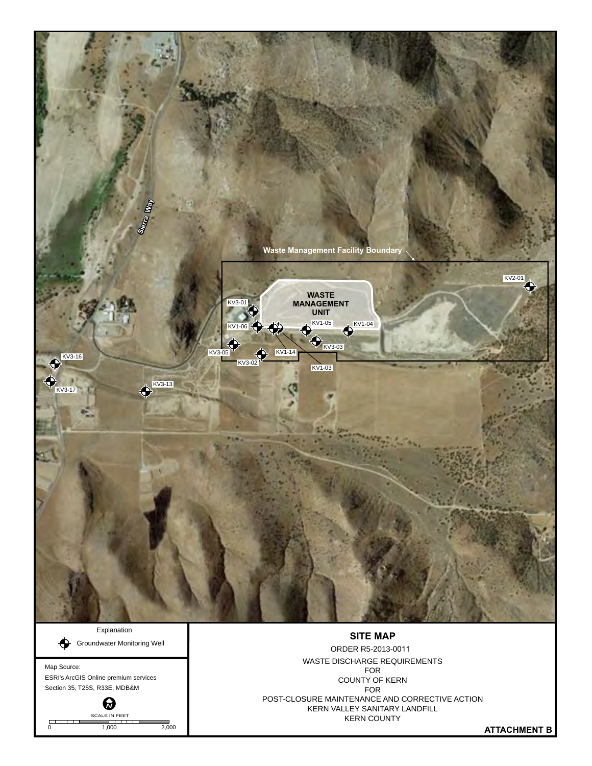Waste Management Facility Boundary

WASTE MANAGEMENT UNIT

Sierra Way

KV2-01
KV3-01
KV1-06
KV1-05
KV1-04
KV3-03
KV3-05
KV1-14
KV3-02
KV1-03
KV3-16
KV3-17
KV3-13

Explanation

Groundwater Monitoring Well

Map Source:
ESRI's ArcGIS Online premium services
Section 35, T25S, R33E, MDB&M

N

SCALE IN FEET

0 1,000 2,000

## SITE MAP

ORDER R5-2013-0011

WASTE DISCHARGE REQUIREMENTS
FOR
COUNTY OF KERN
FOR
POST-CLOSURE MAINTENANCE AND CORRECTIVE ACTION
KERN VALLEY SANITARY LANDFILL
KERN COUNTY

**ATTACHMENT B**